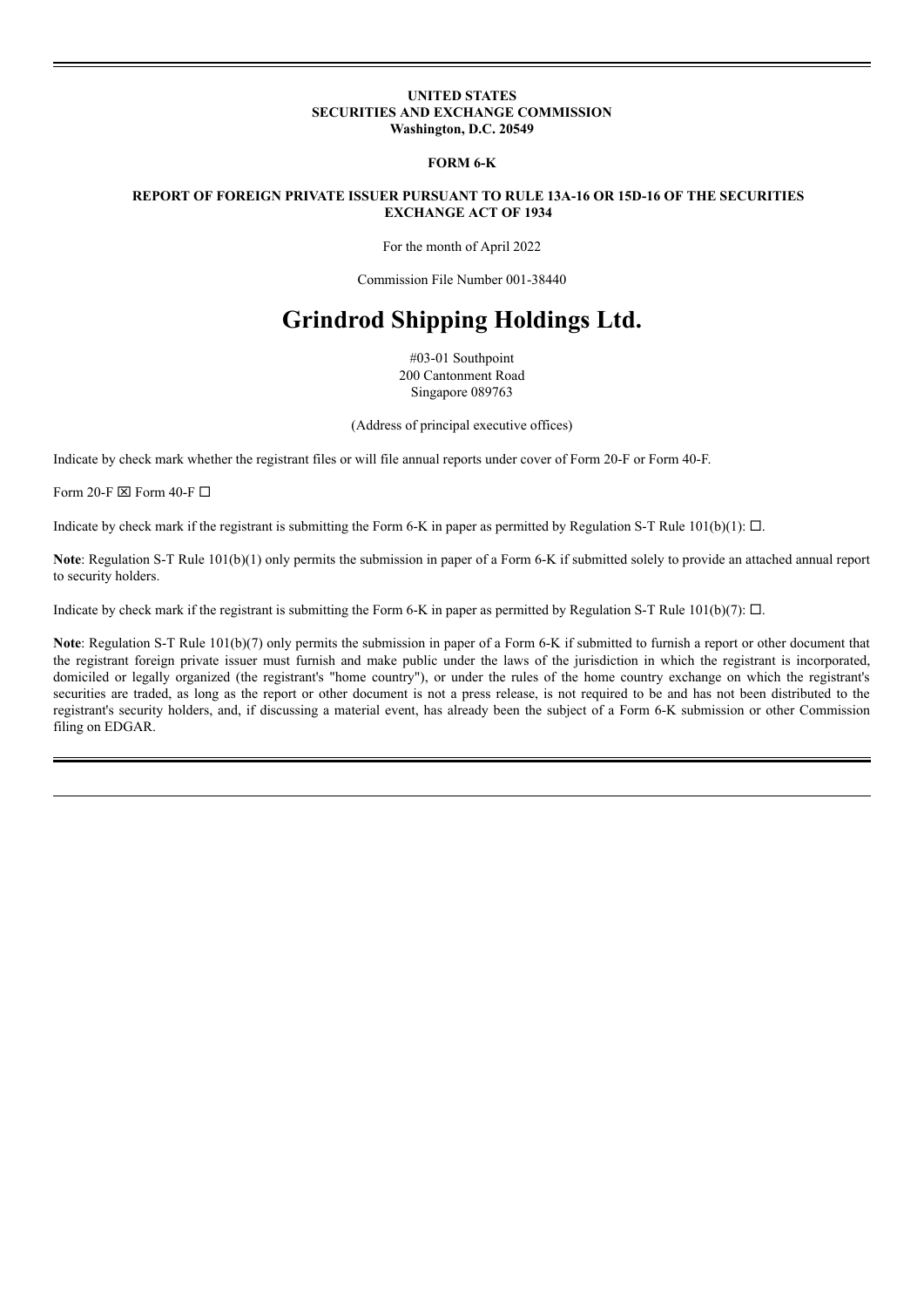**UNITED STATES**
**SECURITIES AND EXCHANGE COMMISSION**
**Washington, D.C. 20549**

**FORM 6-K**

**REPORT OF FOREIGN PRIVATE ISSUER PURSUANT TO RULE 13A-16 OR 15D-16 OF THE SECURITIES EXCHANGE ACT OF 1934**

For the month of April 2022

Commission File Number 001-38440

# Grindrod Shipping Holdings Ltd.

#03-01 Southpoint
200 Cantonment Road
Singapore 089763

(Address of principal executive offices)

Indicate by check mark whether the registrant files or will file annual reports under cover of Form 20-F or Form 40-F.

Form 20-F ☒ Form 40-F ☐

Indicate by check mark if the registrant is submitting the Form 6-K in paper as permitted by Regulation S-T Rule 101(b)(1): ☐.

**Note**: Regulation S-T Rule 101(b)(1) only permits the submission in paper of a Form 6-K if submitted solely to provide an attached annual report to security holders.

Indicate by check mark if the registrant is submitting the Form 6-K in paper as permitted by Regulation S-T Rule 101(b)(7): ☐.

**Note**: Regulation S-T Rule 101(b)(7) only permits the submission in paper of a Form 6-K if submitted to furnish a report or other document that the registrant foreign private issuer must furnish and make public under the laws of the jurisdiction in which the registrant is incorporated, domiciled or legally organized (the registrant's "home country"), or under the rules of the home country exchange on which the registrant's securities are traded, as long as the report or other document is not a press release, is not required to be and has not been distributed to the registrant's security holders, and, if discussing a material event, has already been the subject of a Form 6-K submission or other Commission filing on EDGAR.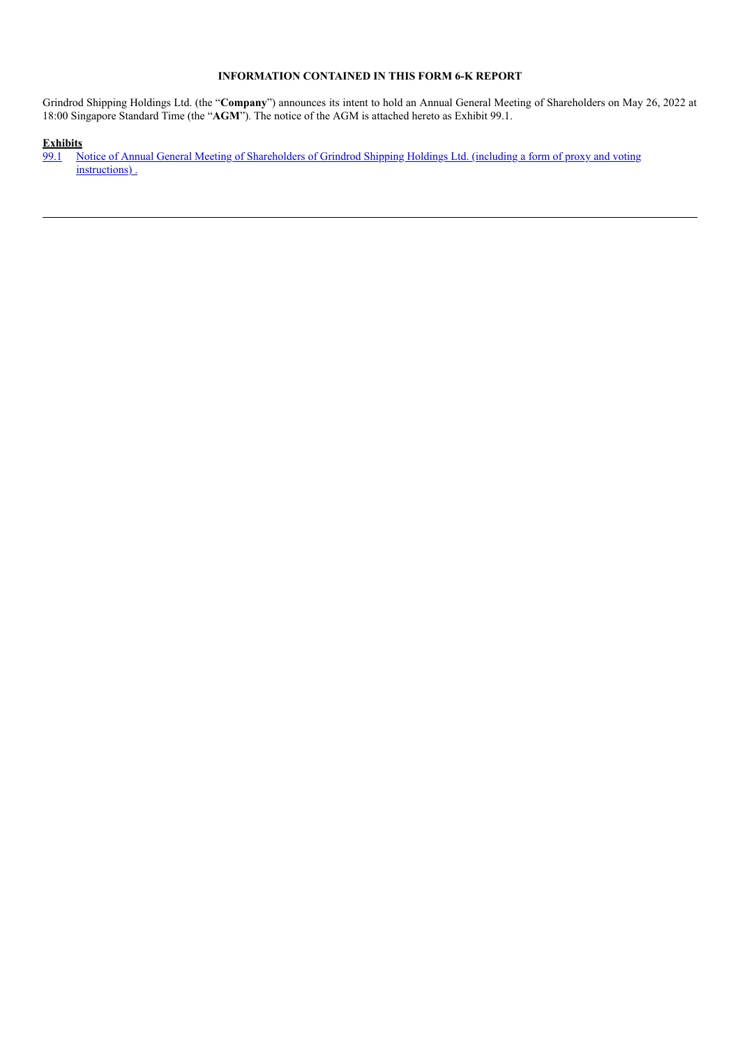**INFORMATION CONTAINED IN THIS FORM 6-K REPORT**

Grindrod Shipping Holdings Ltd. (the "**Company**") announces its intent to hold an Annual General Meeting of Shareholders on May 26, 2022 at 18:00 Singapore Standard Time (the "**AGM**"). The notice of the AGM is attached hereto as Exhibit 99.1.

**Exhibits**

99.1 Notice of Annual General Meeting of Shareholders of Grindrod Shipping Holdings Ltd. (including a form of proxy and voting instructions) .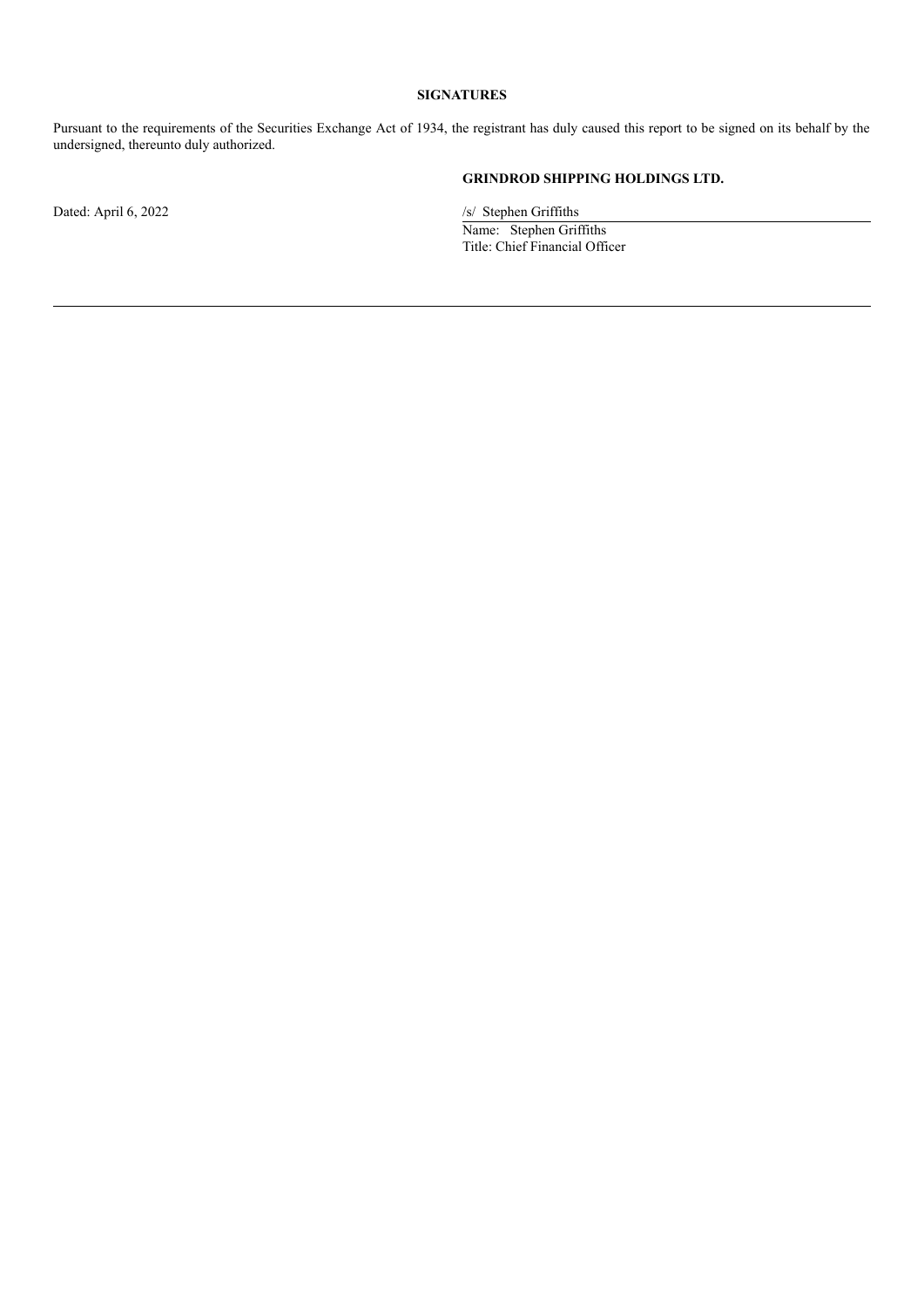**SIGNATURES**

Pursuant to the requirements of the Securities Exchange Act of 1934, the registrant has duly caused this report to be signed on its behalf by the undersigned, thereunto duly authorized.

**GRINDROD SHIPPING HOLDINGS LTD.**

Dated: April 6, 2022

/s/ Stephen Griffiths

Name: Stephen Griffiths

Title: Chief Financial Officer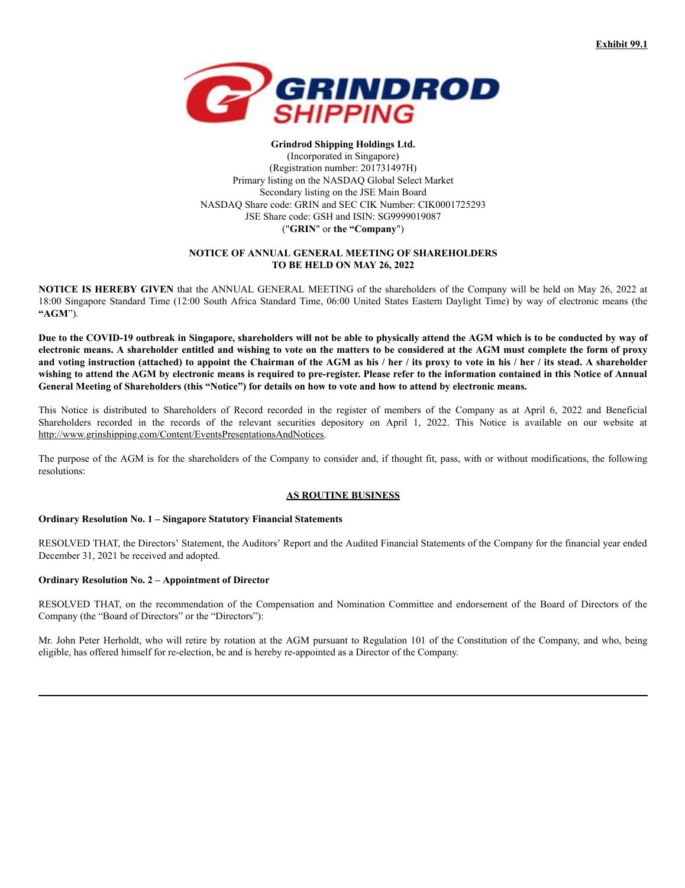**Exhibit 99.1**

**Grindrod Shipping Holdings Ltd.**
(Incorporated in Singapore)
(Registration number: 201731497H)
Primary listing on the NASDAQ Global Select Market
Secondary listing on the JSE Main Board
NASDAQ Share code: GRIN and SEC CIK Number: CIK0001725293
JSE Share code: GSH and ISIN: SG9999019087
("**GRIN**" or **the "Company"**)

**NOTICE OF ANNUAL GENERAL MEETING OF SHAREHOLDERS**
**TO BE HELD ON MAY 26, 2022**

**NOTICE IS HEREBY GIVEN** that the ANNUAL GENERAL MEETING of the shareholders of the Company will be held on May 26, 2022 at 18:00 Singapore Standard Time (12:00 South Africa Standard Time, 06:00 United States Eastern Daylight Time) by way of electronic means (the **"AGM"**).

**Due to the COVID-19 outbreak in Singapore, shareholders will not be able to physically attend the AGM which is to be conducted by way of electronic means. A shareholder entitled and wishing to vote on the matters to be considered at the AGM must complete the form of proxy and voting instruction (attached) to appoint the Chairman of the AGM as his / her / its proxy to vote in his / her / its stead. A shareholder wishing to attend the AGM by electronic means is required to pre-register. Please refer to the information contained in this Notice of Annual General Meeting of Shareholders (this "Notice") for details on how to vote and how to attend by electronic means.**

This Notice is distributed to Shareholders of Record recorded in the register of members of the Company as at April 6, 2022 and Beneficial Shareholders recorded in the records of the relevant securities depository on April 1, 2022. This Notice is available on our website at http://www.grinshipping.com/Content/EventsPresentationsAndNotices.

The purpose of the AGM is for the shareholders of the Company to consider and, if thought fit, pass, with or without modifications, the following resolutions:

## AS ROUTINE BUSINESS

**Ordinary Resolution No. 1 – Singapore Statutory Financial Statements**

RESOLVED THAT, the Directors' Statement, the Auditors' Report and the Audited Financial Statements of the Company for the financial year ended December 31, 2021 be received and adopted.

**Ordinary Resolution No. 2 – Appointment of Director**

RESOLVED THAT, on the recommendation of the Compensation and Nomination Committee and endorsement of the Board of Directors of the Company (the "Board of Directors" or the "Directors"):

Mr. John Peter Herholdt, who will retire by rotation at the AGM pursuant to Regulation 101 of the Constitution of the Company, and who, being eligible, has offered himself for re-election, be and is hereby re-appointed as a Director of the Company.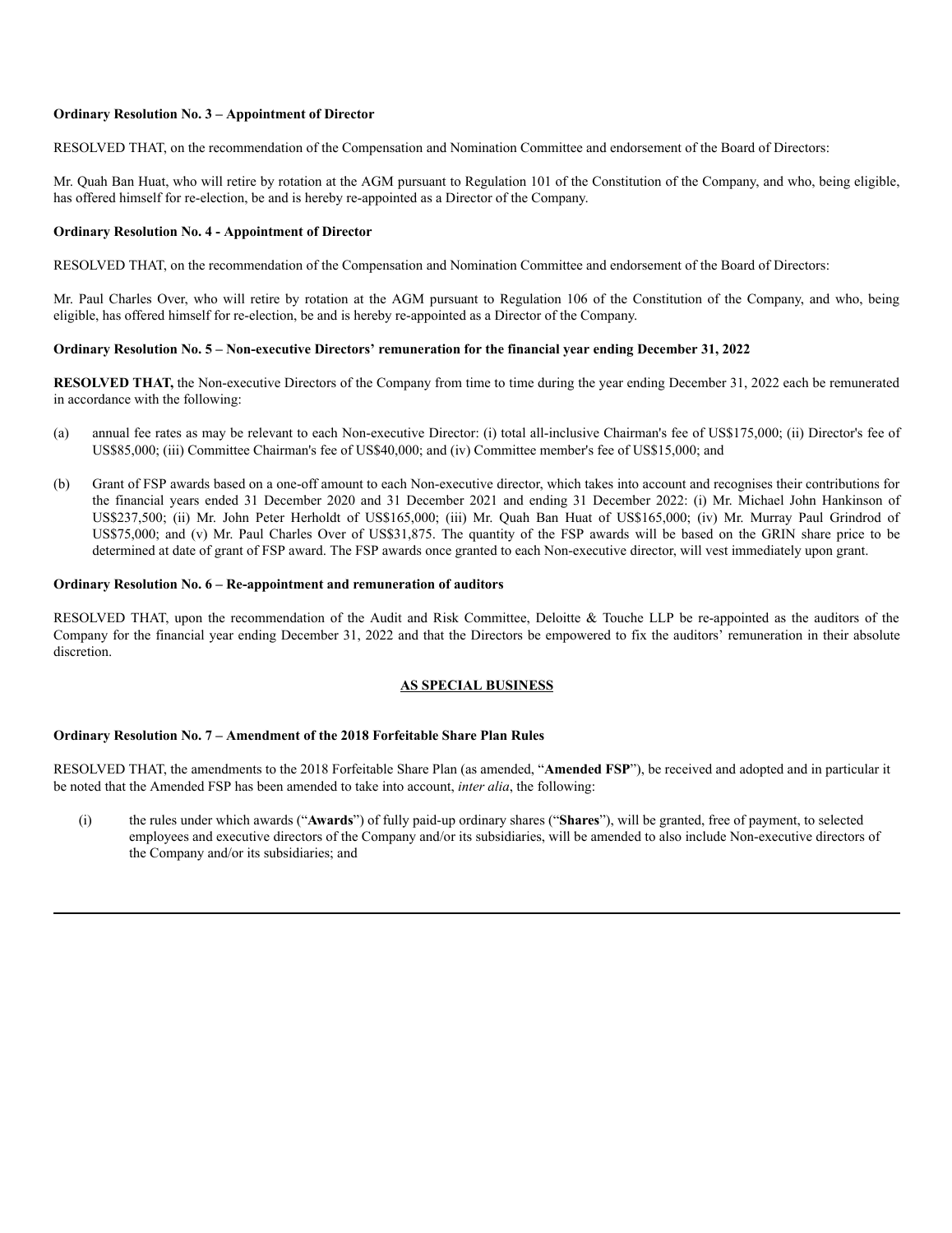**Ordinary Resolution No. 3 – Appointment of Director**

RESOLVED THAT, on the recommendation of the Compensation and Nomination Committee and endorsement of the Board of Directors:

Mr. Quah Ban Huat, who will retire by rotation at the AGM pursuant to Regulation 101 of the Constitution of the Company, and who, being eligible, has offered himself for re-election, be and is hereby re-appointed as a Director of the Company.

**Ordinary Resolution No. 4 - Appointment of Director**

RESOLVED THAT, on the recommendation of the Compensation and Nomination Committee and endorsement of the Board of Directors:

Mr. Paul Charles Over, who will retire by rotation at the AGM pursuant to Regulation 106 of the Constitution of the Company, and who, being eligible, has offered himself for re-election, be and is hereby re-appointed as a Director of the Company.

**Ordinary Resolution No. 5 – Non-executive Directors' remuneration for the financial year ending December 31, 2022**

**RESOLVED THAT,** the Non-executive Directors of the Company from time to time during the year ending December 31, 2022 each be remunerated in accordance with the following:

(a) annual fee rates as may be relevant to each Non-executive Director: (i) total all-inclusive Chairman's fee of US$175,000; (ii) Director's fee of US$85,000; (iii) Committee Chairman's fee of US$40,000; and (iv) Committee member's fee of US$15,000; and

(b) Grant of FSP awards based on a one-off amount to each Non-executive director, which takes into account and recognises their contributions for the financial years ended 31 December 2020 and 31 December 2021 and ending 31 December 2022: (i) Mr. Michael John Hankinson of US$237,500; (ii) Mr. John Peter Herholdt of US$165,000; (iii) Mr. Quah Ban Huat of US$165,000; (iv) Mr. Murray Paul Grindrod of US$75,000; and (v) Mr. Paul Charles Over of US$31,875. The quantity of the FSP awards will be based on the GRIN share price to be determined at date of grant of FSP award. The FSP awards once granted to each Non-executive director, will vest immediately upon grant.

**Ordinary Resolution No. 6 – Re-appointment and remuneration of auditors**

RESOLVED THAT, upon the recommendation of the Audit and Risk Committee, Deloitte & Touche LLP be re-appointed as the auditors of the Company for the financial year ending December 31, 2022 and that the Directors be empowered to fix the auditors' remuneration in their absolute discretion.

**AS SPECIAL BUSINESS**

**Ordinary Resolution No. 7 – Amendment of the 2018 Forfeitable Share Plan Rules**

RESOLVED THAT, the amendments to the 2018 Forfeitable Share Plan (as amended, "**Amended FSP**"), be received and adopted and in particular it be noted that the Amended FSP has been amended to take into account, *inter alia*, the following:

(i) the rules under which awards ("**Awards**") of fully paid-up ordinary shares ("**Shares**"), will be granted, free of payment, to selected employees and executive directors of the Company and/or its subsidiaries, will be amended to also include Non-executive directors of the Company and/or its subsidiaries; and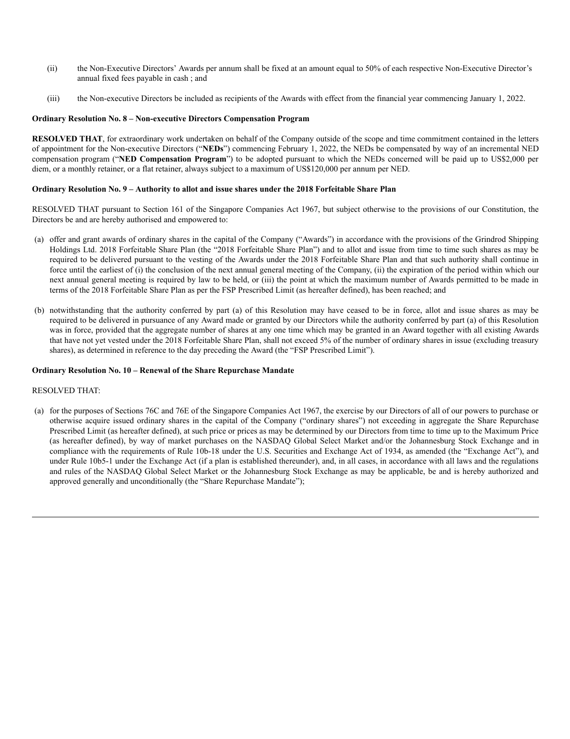(ii) the Non-Executive Directors' Awards per annum shall be fixed at an amount equal to 50% of each respective Non-Executive Director's annual fixed fees payable in cash ; and

(iii) the Non-executive Directors be included as recipients of the Awards with effect from the financial year commencing January 1, 2022.

**Ordinary Resolution No. 8 – Non-executive Directors Compensation Program**

**RESOLVED THAT**, for extraordinary work undertaken on behalf of the Company outside of the scope and time commitment contained in the letters of appointment for the Non-executive Directors ("**NEDs**") commencing February 1, 2022, the NEDs be compensated by way of an incremental NED compensation program ("**NED Compensation Program**") to be adopted pursuant to which the NEDs concerned will be paid up to US$2,000 per diem, or a monthly retainer, or a flat retainer, always subject to a maximum of US$120,000 per annum per NED.

**Ordinary Resolution No. 9 – Authority to allot and issue shares under the 2018 Forfeitable Share Plan**

RESOLVED THAT pursuant to Section 161 of the Singapore Companies Act 1967, but subject otherwise to the provisions of our Constitution, the Directors be and are hereby authorised and empowered to:

(a) offer and grant awards of ordinary shares in the capital of the Company ("Awards") in accordance with the provisions of the Grindrod Shipping Holdings Ltd. 2018 Forfeitable Share Plan (the "2018 Forfeitable Share Plan") and to allot and issue from time to time such shares as may be required to be delivered pursuant to the vesting of the Awards under the 2018 Forfeitable Share Plan and that such authority shall continue in force until the earliest of (i) the conclusion of the next annual general meeting of the Company, (ii) the expiration of the period within which our next annual general meeting is required by law to be held, or (iii) the point at which the maximum number of Awards permitted to be made in terms of the 2018 Forfeitable Share Plan as per the FSP Prescribed Limit (as hereafter defined), has been reached; and

(b) notwithstanding that the authority conferred by part (a) of this Resolution may have ceased to be in force, allot and issue shares as may be required to be delivered in pursuance of any Award made or granted by our Directors while the authority conferred by part (a) of this Resolution was in force, provided that the aggregate number of shares at any one time which may be granted in an Award together with all existing Awards that have not yet vested under the 2018 Forfeitable Share Plan, shall not exceed 5% of the number of ordinary shares in issue (excluding treasury shares), as determined in reference to the day preceding the Award (the "FSP Prescribed Limit").

**Ordinary Resolution No. 10 – Renewal of the Share Repurchase Mandate**

RESOLVED THAT:

(a) for the purposes of Sections 76C and 76E of the Singapore Companies Act 1967, the exercise by our Directors of all of our powers to purchase or otherwise acquire issued ordinary shares in the capital of the Company ("ordinary shares") not exceeding in aggregate the Share Repurchase Prescribed Limit (as hereafter defined), at such price or prices as may be determined by our Directors from time to time up to the Maximum Price (as hereafter defined), by way of market purchases on the NASDAQ Global Select Market and/or the Johannesburg Stock Exchange and in compliance with the requirements of Rule 10b-18 under the U.S. Securities and Exchange Act of 1934, as amended (the "Exchange Act"), and under Rule 10b5-1 under the Exchange Act (if a plan is established thereunder), and, in all cases, in accordance with all laws and the regulations and rules of the NASDAQ Global Select Market or the Johannesburg Stock Exchange as may be applicable, be and is hereby authorized and approved generally and unconditionally (the "Share Repurchase Mandate");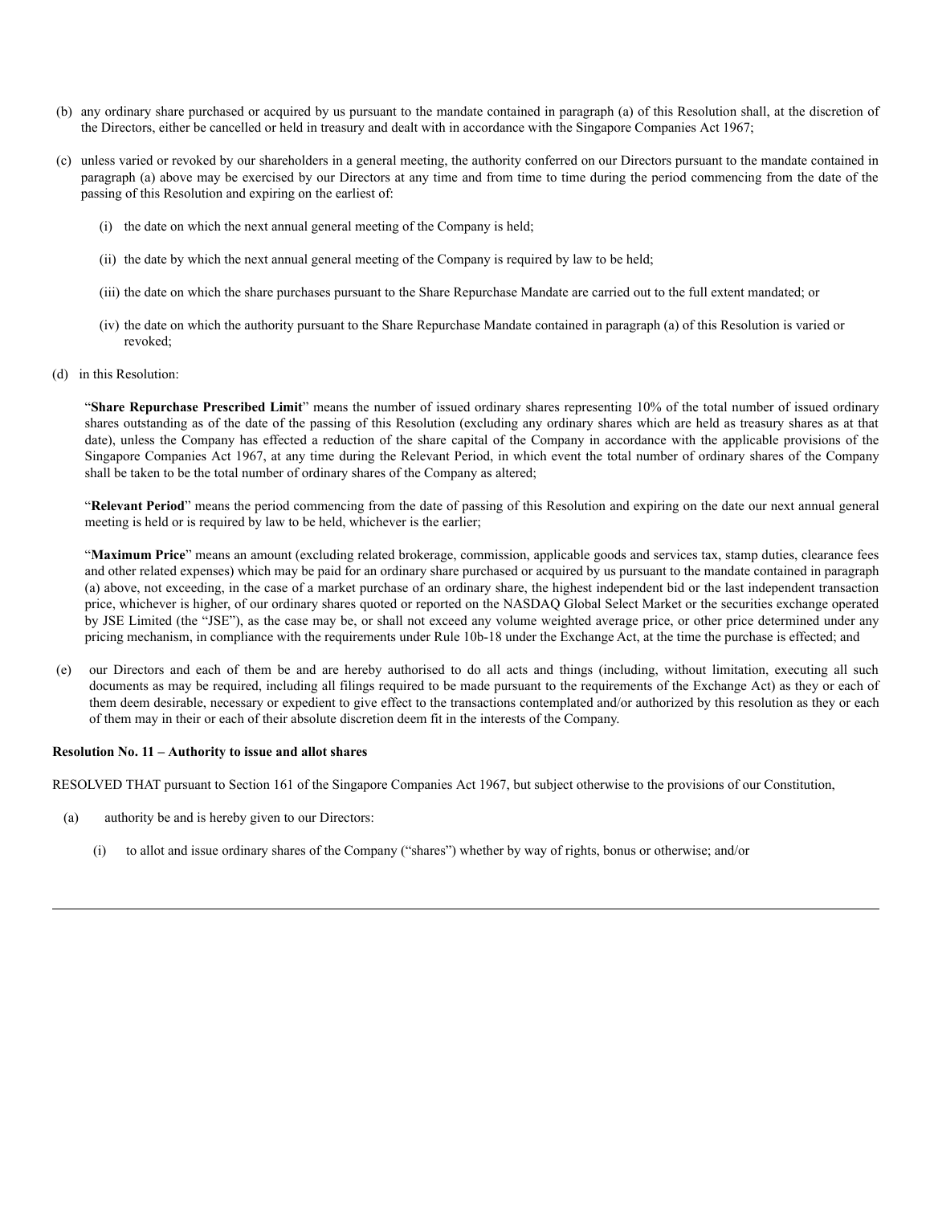(b) any ordinary share purchased or acquired by us pursuant to the mandate contained in paragraph (a) of this Resolution shall, at the discretion of the Directors, either be cancelled or held in treasury and dealt with in accordance with the Singapore Companies Act 1967;

(c) unless varied or revoked by our shareholders in a general meeting, the authority conferred on our Directors pursuant to the mandate contained in paragraph (a) above may be exercised by our Directors at any time and from time to time during the period commencing from the date of the passing of this Resolution and expiring on the earliest of:

   (i) the date on which the next annual general meeting of the Company is held;

   (ii) the date by which the next annual general meeting of the Company is required by law to be held;

   (iii) the date on which the share purchases pursuant to the Share Repurchase Mandate are carried out to the full extent mandated; or

   (iv) the date on which the authority pursuant to the Share Repurchase Mandate contained in paragraph (a) of this Resolution is varied or revoked;

(d) in this Resolution:

   "**Share Repurchase Prescribed Limit**" means the number of issued ordinary shares representing 10% of the total number of issued ordinary shares outstanding as of the date of the passing of this Resolution (excluding any ordinary shares which are held as treasury shares as at that date), unless the Company has effected a reduction of the share capital of the Company in accordance with the applicable provisions of the Singapore Companies Act 1967, at any time during the Relevant Period, in which event the total number of ordinary shares of the Company shall be taken to be the total number of ordinary shares of the Company as altered;

   "**Relevant Period**" means the period commencing from the date of passing of this Resolution and expiring on the date our next annual general meeting is held or is required by law to be held, whichever is the earlier;

   "**Maximum Price**" means an amount (excluding related brokerage, commission, applicable goods and services tax, stamp duties, clearance fees and other related expenses) which may be paid for an ordinary share purchased or acquired by us pursuant to the mandate contained in paragraph (a) above, not exceeding, in the case of a market purchase of an ordinary share, the highest independent bid or the last independent transaction price, whichever is higher, of our ordinary shares quoted or reported on the NASDAQ Global Select Market or the securities exchange operated by JSE Limited (the "JSE"), as the case may be, or shall not exceed any volume weighted average price, or other price determined under any pricing mechanism, in compliance with the requirements under Rule 10b-18 under the Exchange Act, at the time the purchase is effected; and

(e) our Directors and each of them be and are hereby authorised to do all acts and things (including, without limitation, executing all such documents as may be required, including all filings required to be made pursuant to the requirements of the Exchange Act) as they or each of them deem desirable, necessary or expedient to give effect to the transactions contemplated and/or authorized by this resolution as they or each of them may in their or each of their absolute discretion deem fit in the interests of the Company.

**Resolution No. 11 – Authority to issue and allot shares**

RESOLVED THAT pursuant to Section 161 of the Singapore Companies Act 1967, but subject otherwise to the provisions of our Constitution,

(a) authority be and is hereby given to our Directors:

   (i) to allot and issue ordinary shares of the Company ("shares") whether by way of rights, bonus or otherwise; and/or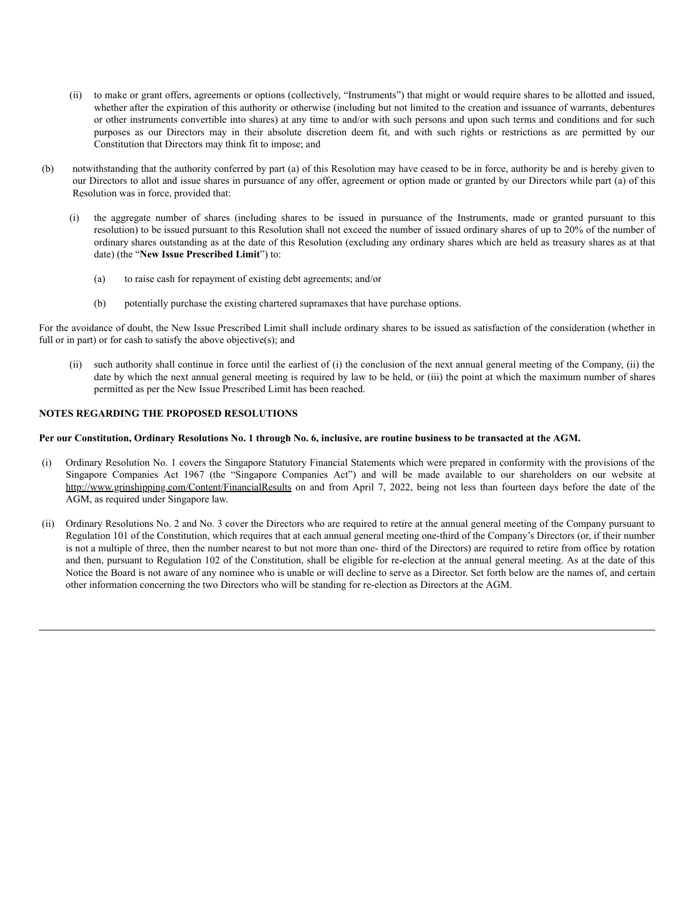(ii) to make or grant offers, agreements or options (collectively, "Instruments") that might or would require shares to be allotted and issued, whether after the expiration of this authority or otherwise (including but not limited to the creation and issuance of warrants, debentures or other instruments convertible into shares) at any time to and/or with such persons and upon such terms and conditions and for such purposes as our Directors may in their absolute discretion deem fit, and with such rights or restrictions as are permitted by our Constitution that Directors may think fit to impose; and

(b) notwithstanding that the authority conferred by part (a) of this Resolution may have ceased to be in force, authority be and is hereby given to our Directors to allot and issue shares in pursuance of any offer, agreement or option made or granted by our Directors while part (a) of this Resolution was in force, provided that:

(i) the aggregate number of shares (including shares to be issued in pursuance of the Instruments, made or granted pursuant to this resolution) to be issued pursuant to this Resolution shall not exceed the number of issued ordinary shares of up to 20% of the number of ordinary shares outstanding as at the date of this Resolution (excluding any ordinary shares which are held as treasury shares as at that date) (the "**New Issue Prescribed Limit**") to:

(a) to raise cash for repayment of existing debt agreements; and/or

(b) potentially purchase the existing chartered supramaxes that have purchase options.

For the avoidance of doubt, the New Issue Prescribed Limit shall include ordinary shares to be issued as satisfaction of the consideration (whether in full or in part) or for cash to satisfy the above objective(s); and

(ii) such authority shall continue in force until the earliest of (i) the conclusion of the next annual general meeting of the Company, (ii) the date by which the next annual general meeting is required by law to be held, or (iii) the point at which the maximum number of shares permitted as per the New Issue Prescribed Limit has been reached.

**NOTES REGARDING THE PROPOSED RESOLUTIONS**

**Per our Constitution, Ordinary Resolutions No. 1 through No. 6, inclusive, are routine business to be transacted at the AGM.**

(i) Ordinary Resolution No. 1 covers the Singapore Statutory Financial Statements which were prepared in conformity with the provisions of the Singapore Companies Act 1967 (the "Singapore Companies Act") and will be made available to our shareholders on our website at http://www.grinshipping.com/Content/FinancialResults on and from April 7, 2022, being not less than fourteen days before the date of the AGM, as required under Singapore law.

(ii) Ordinary Resolutions No. 2 and No. 3 cover the Directors who are required to retire at the annual general meeting of the Company pursuant to Regulation 101 of the Constitution, which requires that at each annual general meeting one-third of the Company's Directors (or, if their number is not a multiple of three, then the number nearest to but not more than one- third of the Directors) are required to retire from office by rotation and then, pursuant to Regulation 102 of the Constitution, shall be eligible for re-election at the annual general meeting. As at the date of this Notice the Board is not aware of any nominee who is unable or will decline to serve as a Director. Set forth below are the names of, and certain other information concerning the two Directors who will be standing for re-election as Directors at the AGM.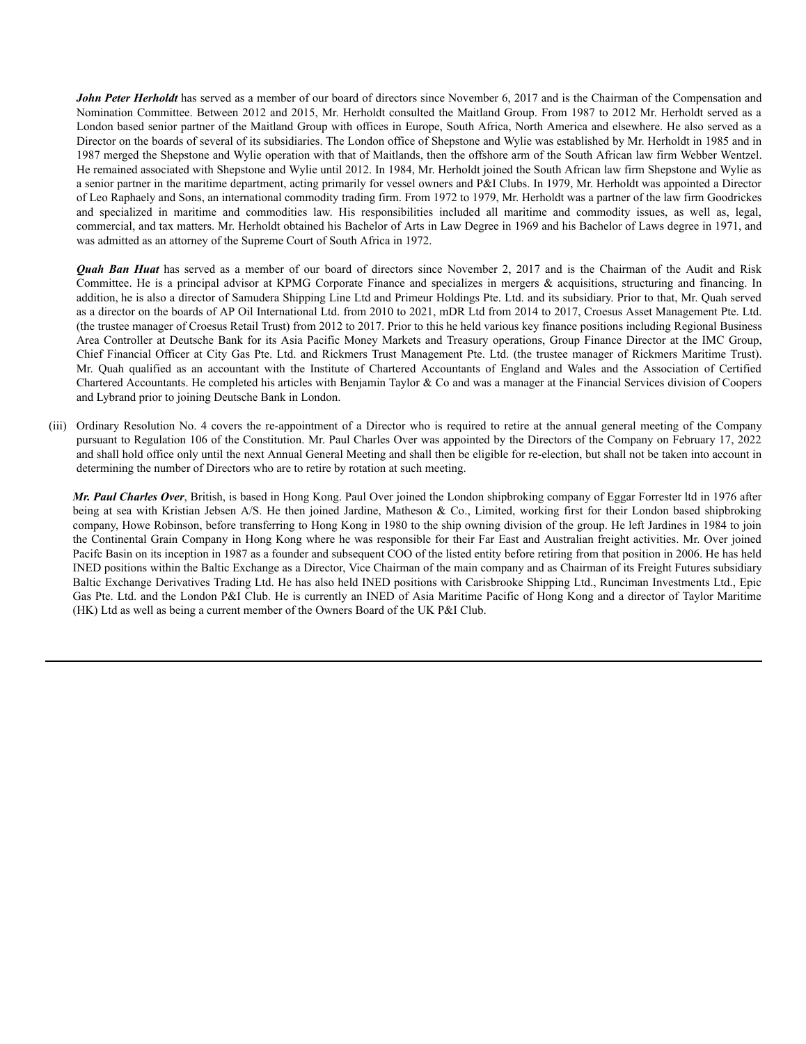***John Peter Herholdt*** has served as a member of our board of directors since November 6, 2017 and is the Chairman of the Compensation and Nomination Committee. Between 2012 and 2015, Mr. Herholdt consulted the Maitland Group. From 1987 to 2012 Mr. Herholdt served as a London based senior partner of the Maitland Group with offices in Europe, South Africa, North America and elsewhere. He also served as a Director on the boards of several of its subsidiaries. The London office of Shepstone and Wylie was established by Mr. Herholdt in 1985 and in 1987 merged the Shepstone and Wylie operation with that of Maitlands, then the offshore arm of the South African law firm Webber Wentzel. He remained associated with Shepstone and Wylie until 2012. In 1984, Mr. Herholdt joined the South African law firm Shepstone and Wylie as a senior partner in the maritime department, acting primarily for vessel owners and P&I Clubs. In 1979, Mr. Herholdt was appointed a Director of Leo Raphaely and Sons, an international commodity trading firm. From 1972 to 1979, Mr. Herholdt was a partner of the law firm Goodrickes and specialized in maritime and commodities law. His responsibilities included all maritime and commodity issues, as well as, legal, commercial, and tax matters. Mr. Herholdt obtained his Bachelor of Arts in Law Degree in 1969 and his Bachelor of Laws degree in 1971, and was admitted as an attorney of the Supreme Court of South Africa in 1972.

***Quah Ban Huat*** has served as a member of our board of directors since November 2, 2017 and is the Chairman of the Audit and Risk Committee. He is a principal advisor at KPMG Corporate Finance and specializes in mergers & acquisitions, structuring and financing. In addition, he is also a director of Samudera Shipping Line Ltd and Primeur Holdings Pte. Ltd. and its subsidiary. Prior to that, Mr. Quah served as a director on the boards of AP Oil International Ltd. from 2010 to 2021, mDR Ltd from 2014 to 2017, Croesus Asset Management Pte. Ltd. (the trustee manager of Croesus Retail Trust) from 2012 to 2017. Prior to this he held various key finance positions including Regional Business Area Controller at Deutsche Bank for its Asia Pacific Money Markets and Treasury operations, Group Finance Director at the IMC Group, Chief Financial Officer at City Gas Pte. Ltd. and Rickmers Trust Management Pte. Ltd. (the trustee manager of Rickmers Maritime Trust). Mr. Quah qualified as an accountant with the Institute of Chartered Accountants of England and Wales and the Association of Certified Chartered Accountants. He completed his articles with Benjamin Taylor & Co and was a manager at the Financial Services division of Coopers and Lybrand prior to joining Deutsche Bank in London.

(iii) Ordinary Resolution No. 4 covers the re-appointment of a Director who is required to retire at the annual general meeting of the Company pursuant to Regulation 106 of the Constitution. Mr. Paul Charles Over was appointed by the Directors of the Company on February 17, 2022 and shall hold office only until the next Annual General Meeting and shall then be eligible for re-election, but shall not be taken into account in determining the number of Directors who are to retire by rotation at such meeting.

***Mr. Paul Charles Over***, British, is based in Hong Kong. Paul Over joined the London shipbroking company of Eggar Forrester ltd in 1976 after being at sea with Kristian Jebsen A/S. He then joined Jardine, Matheson & Co., Limited, working first for their London based shipbroking company, Howe Robinson, before transferring to Hong Kong in 1980 to the ship owning division of the group. He left Jardines in 1984 to join the Continental Grain Company in Hong Kong where he was responsible for their Far East and Australian freight activities. Mr. Over joined Pacifc Basin on its inception in 1987 as a founder and subsequent COO of the listed entity before retiring from that position in 2006. He has held INED positions within the Baltic Exchange as a Director, Vice Chairman of the main company and as Chairman of its Freight Futures subsidiary Baltic Exchange Derivatives Trading Ltd. He has also held INED positions with Carisbrooke Shipping Ltd., Runciman Investments Ltd., Epic Gas Pte. Ltd. and the London P&I Club. He is currently an INED of Asia Maritime Pacific of Hong Kong and a director of Taylor Maritime (HK) Ltd as well as being a current member of the Owners Board of the UK P&I Club.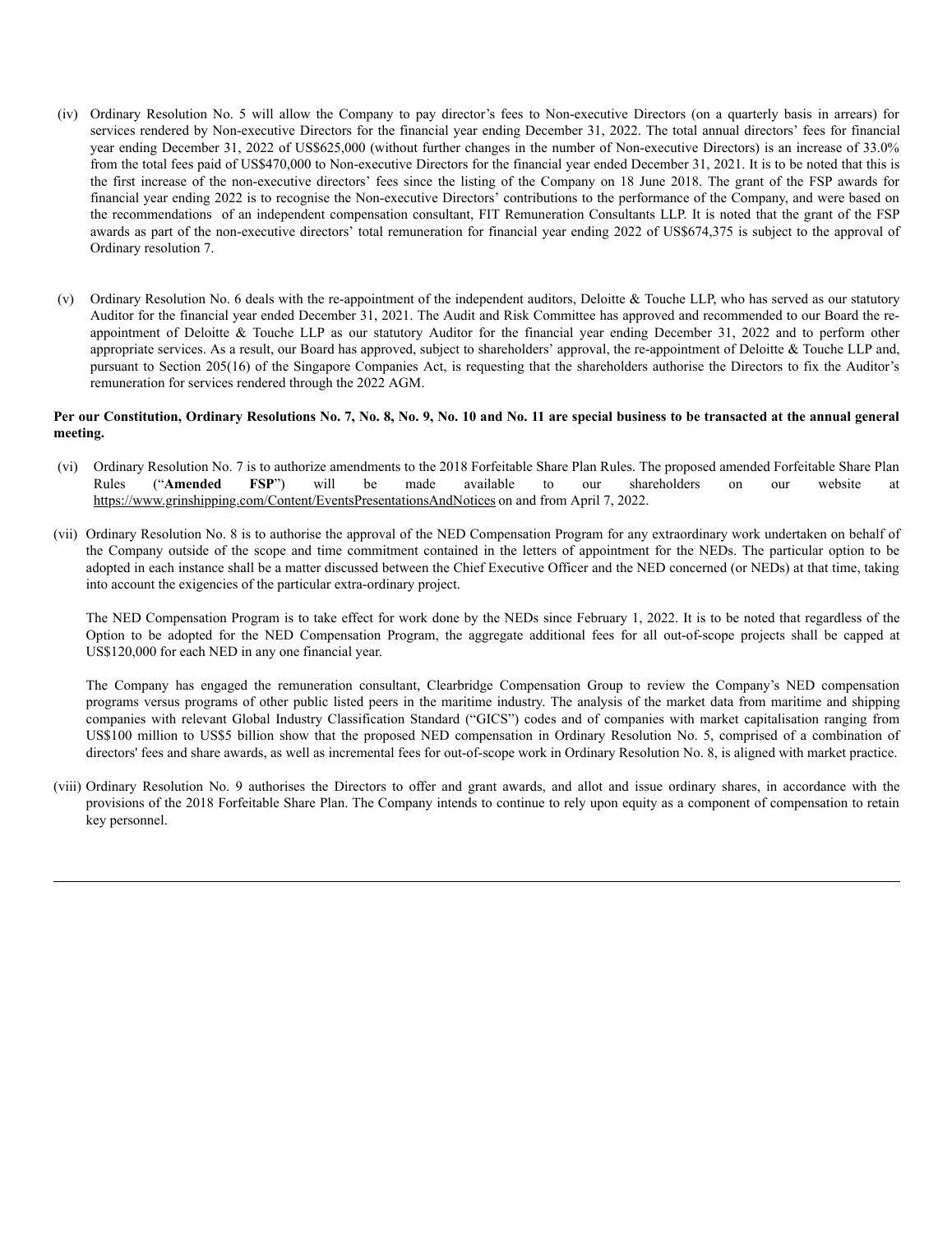(iv) Ordinary Resolution No. 5 will allow the Company to pay director's fees to Non-executive Directors (on a quarterly basis in arrears) for services rendered by Non-executive Directors for the financial year ending December 31, 2022. The total annual directors' fees for financial year ending December 31, 2022 of US$625,000 (without further changes in the number of Non-executive Directors) is an increase of 33.0% from the total fees paid of US$470,000 to Non-executive Directors for the financial year ended December 31, 2021. It is to be noted that this is the first increase of the non-executive directors' fees since the listing of the Company on 18 June 2018. The grant of the FSP awards for financial year ending 2022 is to recognise the Non-executive Directors' contributions to the performance of the Company, and were based on the recommendations of an independent compensation consultant, FIT Remuneration Consultants LLP. It is noted that the grant of the FSP awards as part of the non-executive directors' total remuneration for financial year ending 2022 of US$674,375 is subject to the approval of Ordinary resolution 7.

(v) Ordinary Resolution No. 6 deals with the re-appointment of the independent auditors, Deloitte & Touche LLP, who has served as our statutory Auditor for the financial year ended December 31, 2021. The Audit and Risk Committee has approved and recommended to our Board the re-appointment of Deloitte & Touche LLP as our statutory Auditor for the financial year ending December 31, 2022 and to perform other appropriate services. As a result, our Board has approved, subject to shareholders' approval, the re-appointment of Deloitte & Touche LLP and, pursuant to Section 205(16) of the Singapore Companies Act, is requesting that the shareholders authorise the Directors to fix the Auditor's remuneration for services rendered through the 2022 AGM.

**Per our Constitution, Ordinary Resolutions No. 7, No. 8, No. 9, No. 10 and No. 11 are special business to be transacted at the annual general meeting.**

(vi) Ordinary Resolution No. 7 is to authorize amendments to the 2018 Forfeitable Share Plan Rules. The proposed amended Forfeitable Share Plan Rules ("**Amended FSP**") will be made available to our shareholders on our website at https://www.grinshipping.com/Content/EventsPresentationsAndNotices on and from April 7, 2022.

(vii) Ordinary Resolution No. 8 is to authorise the approval of the NED Compensation Program for any extraordinary work undertaken on behalf of the Company outside of the scope and time commitment contained in the letters of appointment for the NEDs. The particular option to be adopted in each instance shall be a matter discussed between the Chief Executive Officer and the NED concerned (or NEDs) at that time, taking into account the exigencies of the particular extra-ordinary project.

The NED Compensation Program is to take effect for work done by the NEDs since February 1, 2022. It is to be noted that regardless of the Option to be adopted for the NED Compensation Program, the aggregate additional fees for all out-of-scope projects shall be capped at US$120,000 for each NED in any one financial year.

The Company has engaged the remuneration consultant, Clearbridge Compensation Group to review the Company's NED compensation programs versus programs of other public listed peers in the maritime industry. The analysis of the market data from maritime and shipping companies with relevant Global Industry Classification Standard ("GICS") codes and of companies with market capitalisation ranging from US$100 million to US$5 billion show that the proposed NED compensation in Ordinary Resolution No. 5, comprised of a combination of directors' fees and share awards, as well as incremental fees for out-of-scope work in Ordinary Resolution No. 8, is aligned with market practice.

(viii) Ordinary Resolution No. 9 authorises the Directors to offer and grant awards, and allot and issue ordinary shares, in accordance with the provisions of the 2018 Forfeitable Share Plan. The Company intends to continue to rely upon equity as a component of compensation to retain key personnel.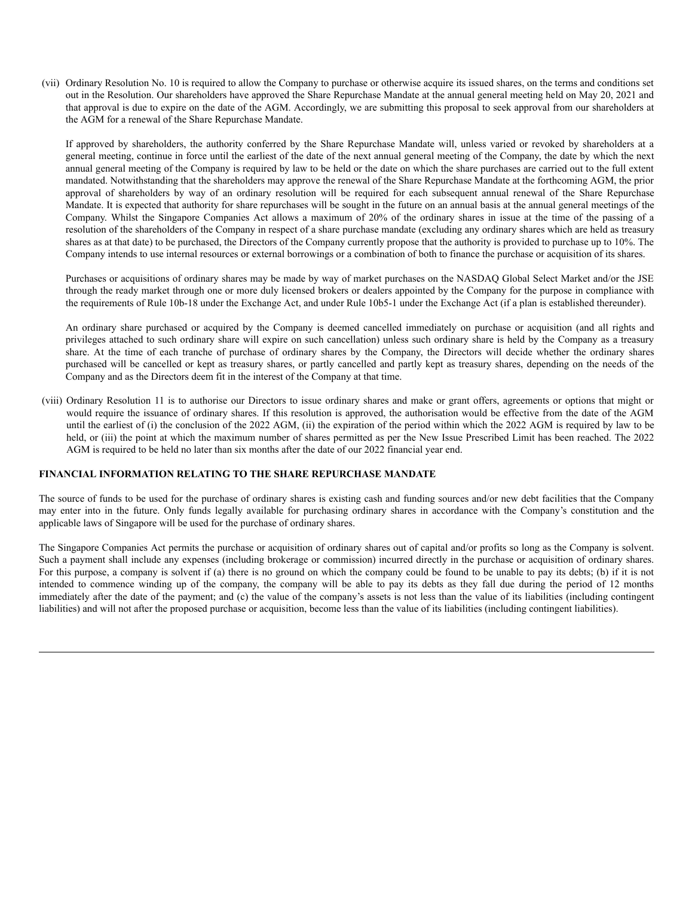(vii) Ordinary Resolution No. 10 is required to allow the Company to purchase or otherwise acquire its issued shares, on the terms and conditions set out in the Resolution. Our shareholders have approved the Share Repurchase Mandate at the annual general meeting held on May 20, 2021 and that approval is due to expire on the date of the AGM. Accordingly, we are submitting this proposal to seek approval from our shareholders at the AGM for a renewal of the Share Repurchase Mandate.

If approved by shareholders, the authority conferred by the Share Repurchase Mandate will, unless varied or revoked by shareholders at a general meeting, continue in force until the earliest of the date of the next annual general meeting of the Company, the date by which the next annual general meeting of the Company is required by law to be held or the date on which the share purchases are carried out to the full extent mandated. Notwithstanding that the shareholders may approve the renewal of the Share Repurchase Mandate at the forthcoming AGM, the prior approval of shareholders by way of an ordinary resolution will be required for each subsequent annual renewal of the Share Repurchase Mandate. It is expected that authority for share repurchases will be sought in the future on an annual basis at the annual general meetings of the Company. Whilst the Singapore Companies Act allows a maximum of 20% of the ordinary shares in issue at the time of the passing of a resolution of the shareholders of the Company in respect of a share purchase mandate (excluding any ordinary shares which are held as treasury shares as at that date) to be purchased, the Directors of the Company currently propose that the authority is provided to purchase up to 10%. The Company intends to use internal resources or external borrowings or a combination of both to finance the purchase or acquisition of its shares.

Purchases or acquisitions of ordinary shares may be made by way of market purchases on the NASDAQ Global Select Market and/or the JSE through the ready market through one or more duly licensed brokers or dealers appointed by the Company for the purpose in compliance with the requirements of Rule 10b-18 under the Exchange Act, and under Rule 10b5-1 under the Exchange Act (if a plan is established thereunder).

An ordinary share purchased or acquired by the Company is deemed cancelled immediately on purchase or acquisition (and all rights and privileges attached to such ordinary share will expire on such cancellation) unless such ordinary share is held by the Company as a treasury share. At the time of each tranche of purchase of ordinary shares by the Company, the Directors will decide whether the ordinary shares purchased will be cancelled or kept as treasury shares, or partly cancelled and partly kept as treasury shares, depending on the needs of the Company and as the Directors deem fit in the interest of the Company at that time.

(viii) Ordinary Resolution 11 is to authorise our Directors to issue ordinary shares and make or grant offers, agreements or options that might or would require the issuance of ordinary shares. If this resolution is approved, the authorisation would be effective from the date of the AGM until the earliest of (i) the conclusion of the 2022 AGM, (ii) the expiration of the period within which the 2022 AGM is required by law to be held, or (iii) the point at which the maximum number of shares permitted as per the New Issue Prescribed Limit has been reached. The 2022 AGM is required to be held no later than six months after the date of our 2022 financial year end.

## FINANCIAL INFORMATION RELATING TO THE SHARE REPURCHASE MANDATE

The source of funds to be used for the purchase of ordinary shares is existing cash and funding sources and/or new debt facilities that the Company may enter into in the future. Only funds legally available for purchasing ordinary shares in accordance with the Company's constitution and the applicable laws of Singapore will be used for the purchase of ordinary shares.

The Singapore Companies Act permits the purchase or acquisition of ordinary shares out of capital and/or profits so long as the Company is solvent. Such a payment shall include any expenses (including brokerage or commission) incurred directly in the purchase or acquisition of ordinary shares. For this purpose, a company is solvent if (a) there is no ground on which the company could be found to be unable to pay its debts; (b) if it is not intended to commence winding up of the company, the company will be able to pay its debts as they fall due during the period of 12 months immediately after the date of the payment; and (c) the value of the company's assets is not less than the value of its liabilities (including contingent liabilities) and will not after the proposed purchase or acquisition, become less than the value of its liabilities (including contingent liabilities).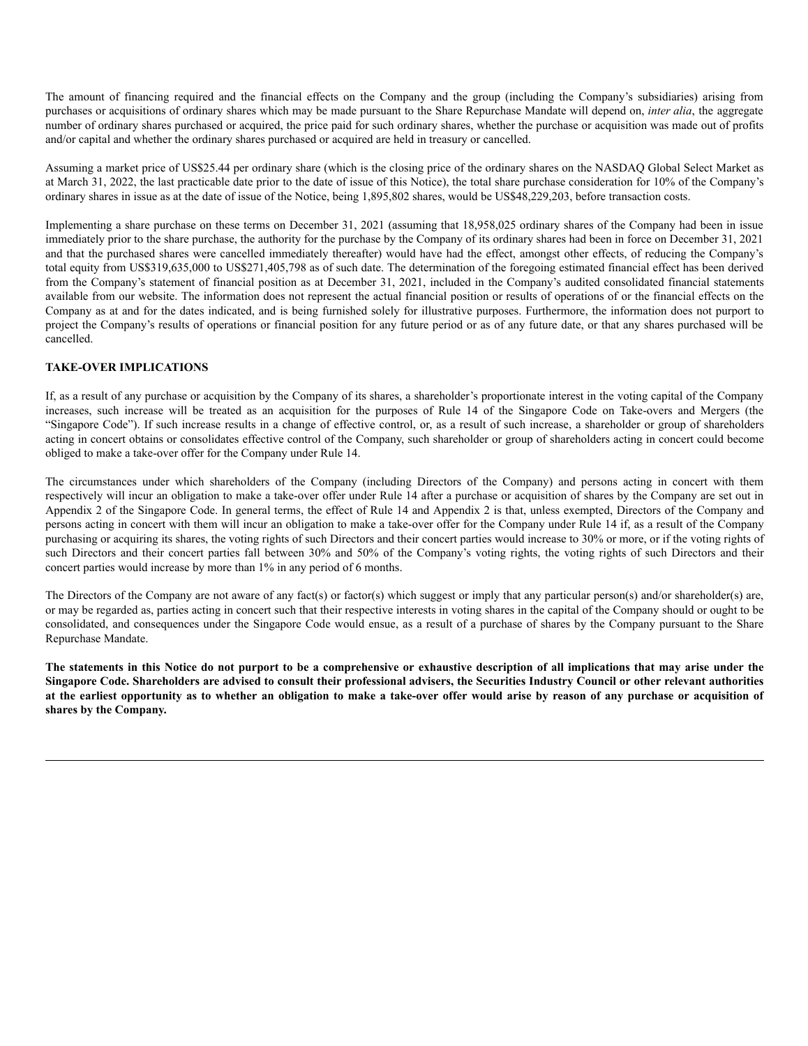The amount of financing required and the financial effects on the Company and the group (including the Company's subsidiaries) arising from purchases or acquisitions of ordinary shares which may be made pursuant to the Share Repurchase Mandate will depend on, *inter alia*, the aggregate number of ordinary shares purchased or acquired, the price paid for such ordinary shares, whether the purchase or acquisition was made out of profits and/or capital and whether the ordinary shares purchased or acquired are held in treasury or cancelled.

Assuming a market price of US$25.44 per ordinary share (which is the closing price of the ordinary shares on the NASDAQ Global Select Market as at March 31, 2022, the last practicable date prior to the date of issue of this Notice), the total share purchase consideration for 10% of the Company's ordinary shares in issue as at the date of issue of the Notice, being 1,895,802 shares, would be US$48,229,203, before transaction costs.

Implementing a share purchase on these terms on December 31, 2021 (assuming that 18,958,025 ordinary shares of the Company had been in issue immediately prior to the share purchase, the authority for the purchase by the Company of its ordinary shares had been in force on December 31, 2021 and that the purchased shares were cancelled immediately thereafter) would have had the effect, amongst other effects, of reducing the Company's total equity from US$319,635,000 to US$271,405,798 as of such date. The determination of the foregoing estimated financial effect has been derived from the Company's statement of financial position as at December 31, 2021, included in the Company's audited consolidated financial statements available from our website. The information does not represent the actual financial position or results of operations of or the financial effects on the Company as at and for the dates indicated, and is being furnished solely for illustrative purposes. Furthermore, the information does not purport to project the Company's results of operations or financial position for any future period or as of any future date, or that any shares purchased will be cancelled.

**TAKE-OVER IMPLICATIONS**

If, as a result of any purchase or acquisition by the Company of its shares, a shareholder's proportionate interest in the voting capital of the Company increases, such increase will be treated as an acquisition for the purposes of Rule 14 of the Singapore Code on Take-overs and Mergers (the "Singapore Code"). If such increase results in a change of effective control, or, as a result of such increase, a shareholder or group of shareholders acting in concert obtains or consolidates effective control of the Company, such shareholder or group of shareholders acting in concert could become obliged to make a take-over offer for the Company under Rule 14.

The circumstances under which shareholders of the Company (including Directors of the Company) and persons acting in concert with them respectively will incur an obligation to make a take-over offer under Rule 14 after a purchase or acquisition of shares by the Company are set out in Appendix 2 of the Singapore Code. In general terms, the effect of Rule 14 and Appendix 2 is that, unless exempted, Directors of the Company and persons acting in concert with them will incur an obligation to make a take-over offer for the Company under Rule 14 if, as a result of the Company purchasing or acquiring its shares, the voting rights of such Directors and their concert parties would increase to 30% or more, or if the voting rights of such Directors and their concert parties fall between 30% and 50% of the Company's voting rights, the voting rights of such Directors and their concert parties would increase by more than 1% in any period of 6 months.

The Directors of the Company are not aware of any fact(s) or factor(s) which suggest or imply that any particular person(s) and/or shareholder(s) are, or may be regarded as, parties acting in concert such that their respective interests in voting shares in the capital of the Company should or ought to be consolidated, and consequences under the Singapore Code would ensue, as a result of a purchase of shares by the Company pursuant to the Share Repurchase Mandate.

**The statements in this Notice do not purport to be a comprehensive or exhaustive description of all implications that may arise under the Singapore Code. Shareholders are advised to consult their professional advisers, the Securities Industry Council or other relevant authorities at the earliest opportunity as to whether an obligation to make a take-over offer would arise by reason of any purchase or acquisition of shares by the Company.**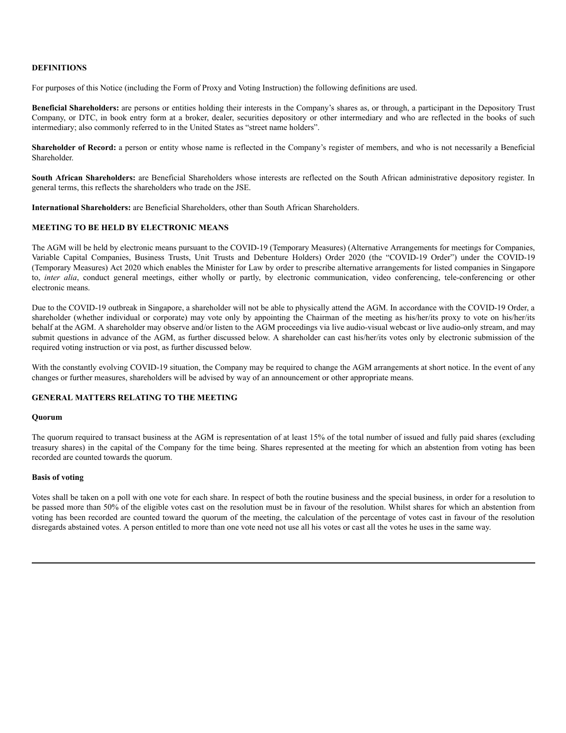## DEFINITIONS

For purposes of this Notice (including the Form of Proxy and Voting Instruction) the following definitions are used.

**Beneficial Shareholders:** are persons or entities holding their interests in the Company's shares as, or through, a participant in the Depository Trust Company, or DTC, in book entry form at a broker, dealer, securities depository or other intermediary and who are reflected in the books of such intermediary; also commonly referred to in the United States as "street name holders".

**Shareholder of Record:** a person or entity whose name is reflected in the Company's register of members, and who is not necessarily a Beneficial Shareholder.

**South African Shareholders:** are Beneficial Shareholders whose interests are reflected on the South African administrative depository register. In general terms, this reflects the shareholders who trade on the JSE.

**International Shareholders:** are Beneficial Shareholders, other than South African Shareholders.

## MEETING TO BE HELD BY ELECTRONIC MEANS

The AGM will be held by electronic means pursuant to the COVID-19 (Temporary Measures) (Alternative Arrangements for meetings for Companies, Variable Capital Companies, Business Trusts, Unit Trusts and Debenture Holders) Order 2020 (the "COVID-19 Order") under the COVID-19 (Temporary Measures) Act 2020 which enables the Minister for Law by order to prescribe alternative arrangements for listed companies in Singapore to, *inter alia*, conduct general meetings, either wholly or partly, by electronic communication, video conferencing, tele-conferencing or other electronic means.

Due to the COVID-19 outbreak in Singapore, a shareholder will not be able to physically attend the AGM. In accordance with the COVID-19 Order, a shareholder (whether individual or corporate) may vote only by appointing the Chairman of the meeting as his/her/its proxy to vote on his/her/its behalf at the AGM. A shareholder may observe and/or listen to the AGM proceedings via live audio-visual webcast or live audio-only stream, and may submit questions in advance of the AGM, as further discussed below. A shareholder can cast his/her/its votes only by electronic submission of the required voting instruction or via post, as further discussed below.

With the constantly evolving COVID-19 situation, the Company may be required to change the AGM arrangements at short notice. In the event of any changes or further measures, shareholders will be advised by way of an announcement or other appropriate means.

## GENERAL MATTERS RELATING TO THE MEETING

### Quorum

The quorum required to transact business at the AGM is representation of at least 15% of the total number of issued and fully paid shares (excluding treasury shares) in the capital of the Company for the time being. Shares represented at the meeting for which an abstention from voting has been recorded are counted towards the quorum.

### Basis of voting

Votes shall be taken on a poll with one vote for each share. In respect of both the routine business and the special business, in order for a resolution to be passed more than 50% of the eligible votes cast on the resolution must be in favour of the resolution. Whilst shares for which an abstention from voting has been recorded are counted toward the quorum of the meeting, the calculation of the percentage of votes cast in favour of the resolution disregards abstained votes. A person entitled to more than one vote need not use all his votes or cast all the votes he uses in the same way.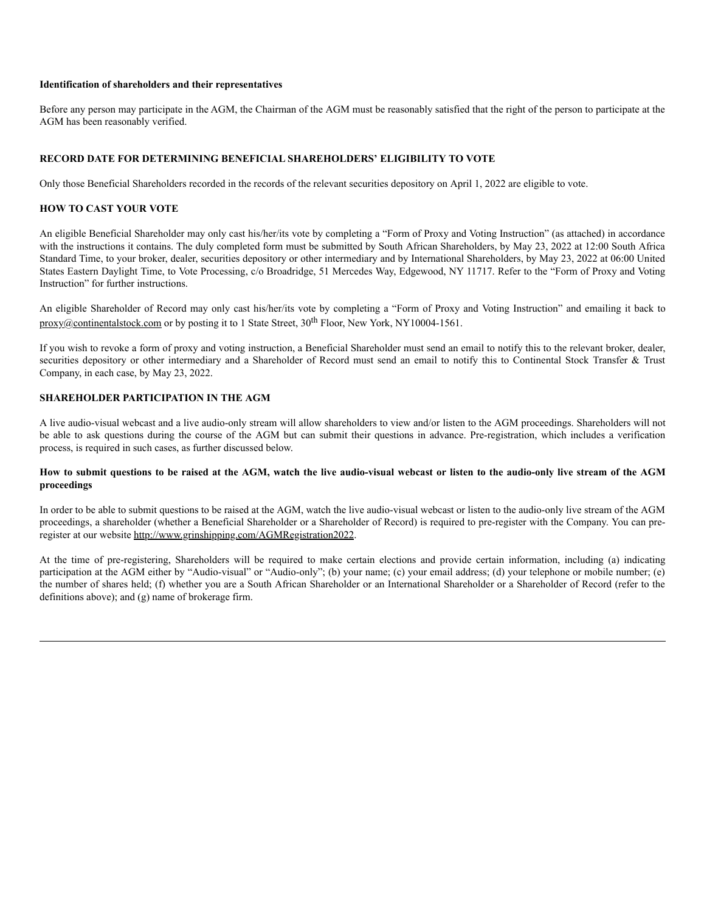**Identification of shareholders and their representatives**

Before any person may participate in the AGM, the Chairman of the AGM must be reasonably satisfied that the right of the person to participate at the AGM has been reasonably verified.

## RECORD DATE FOR DETERMINING BENEFICIAL SHAREHOLDERS' ELIGIBILITY TO VOTE

Only those Beneficial Shareholders recorded in the records of the relevant securities depository on April 1, 2022 are eligible to vote.

## HOW TO CAST YOUR VOTE

An eligible Beneficial Shareholder may only cast his/her/its vote by completing a "Form of Proxy and Voting Instruction" (as attached) in accordance with the instructions it contains. The duly completed form must be submitted by South African Shareholders, by May 23, 2022 at 12:00 South Africa Standard Time, to your broker, dealer, securities depository or other intermediary and by International Shareholders, by May 23, 2022 at 06:00 United States Eastern Daylight Time, to Vote Processing, c/o Broadridge, 51 Mercedes Way, Edgewood, NY 11717. Refer to the "Form of Proxy and Voting Instruction" for further instructions.

An eligible Shareholder of Record may only cast his/her/its vote by completing a "Form of Proxy and Voting Instruction" and emailing it back to proxy@continentalstock.com or by posting it to 1 State Street, 30th Floor, New York, NY10004-1561.

If you wish to revoke a form of proxy and voting instruction, a Beneficial Shareholder must send an email to notify this to the relevant broker, dealer, securities depository or other intermediary and a Shareholder of Record must send an email to notify this to Continental Stock Transfer & Trust Company, in each case, by May 23, 2022.

## SHAREHOLDER PARTICIPATION IN THE AGM

A live audio-visual webcast and a live audio-only stream will allow shareholders to view and/or listen to the AGM proceedings. Shareholders will not be able to ask questions during the course of the AGM but can submit their questions in advance. Pre-registration, which includes a verification process, is required in such cases, as further discussed below.

**How to submit questions to be raised at the AGM, watch the live audio-visual webcast or listen to the audio-only live stream of the AGM proceedings**

In order to be able to submit questions to be raised at the AGM, watch the live audio-visual webcast or listen to the audio-only live stream of the AGM proceedings, a shareholder (whether a Beneficial Shareholder or a Shareholder of Record) is required to pre-register with the Company. You can pre-register at our website http://www.grinshipping.com/AGMRegistration2022.

At the time of pre-registering, Shareholders will be required to make certain elections and provide certain information, including (a) indicating participation at the AGM either by "Audio-visual" or "Audio-only"; (b) your name; (c) your email address; (d) your telephone or mobile number; (e) the number of shares held; (f) whether you are a South African Shareholder or an International Shareholder or a Shareholder of Record (refer to the definitions above); and (g) name of brokerage firm.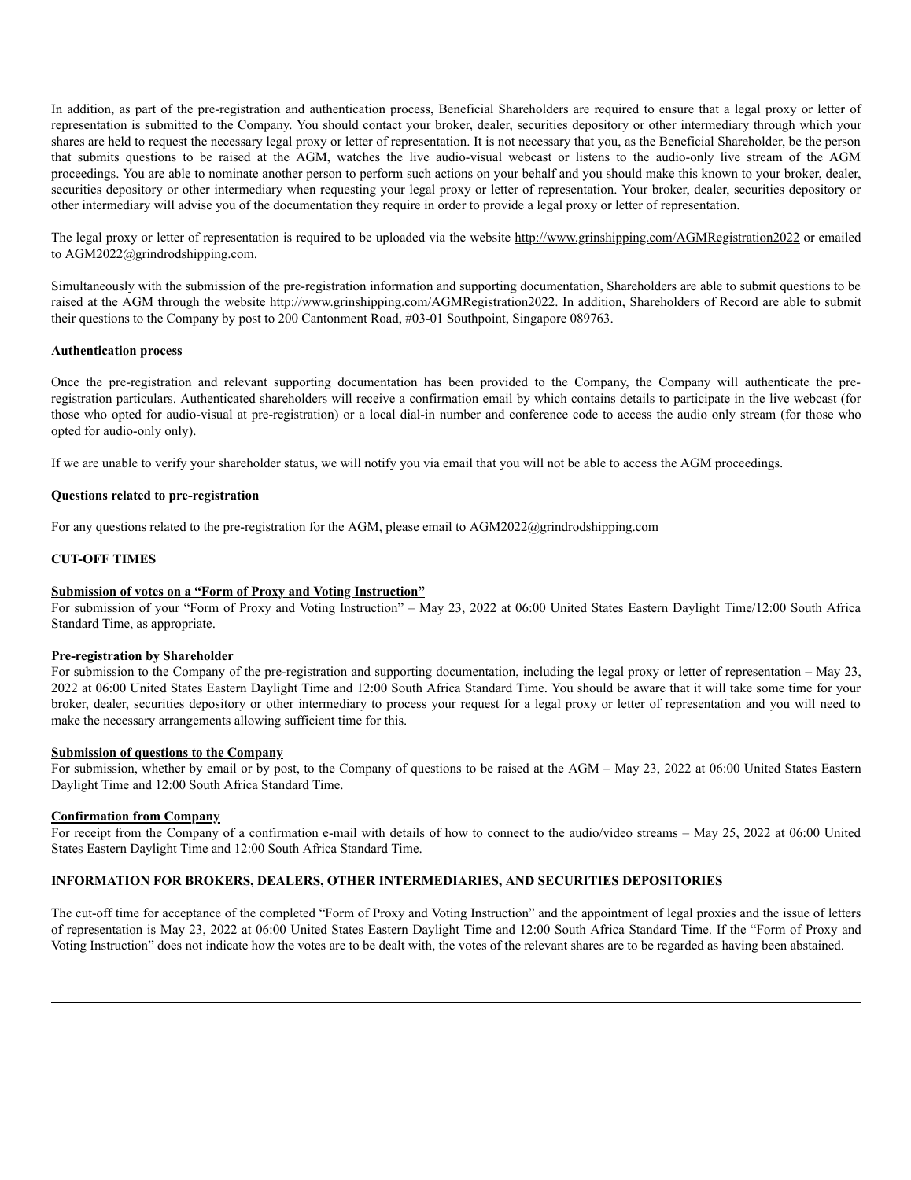In addition, as part of the pre-registration and authentication process, Beneficial Shareholders are required to ensure that a legal proxy or letter of representation is submitted to the Company. You should contact your broker, dealer, securities depository or other intermediary through which your shares are held to request the necessary legal proxy or letter of representation. It is not necessary that you, as the Beneficial Shareholder, be the person that submits questions to be raised at the AGM, watches the live audio-visual webcast or listens to the audio-only live stream of the AGM proceedings. You are able to nominate another person to perform such actions on your behalf and you should make this known to your broker, dealer, securities depository or other intermediary when requesting your legal proxy or letter of representation. Your broker, dealer, securities depository or other intermediary will advise you of the documentation they require in order to provide a legal proxy or letter of representation.

The legal proxy or letter of representation is required to be uploaded via the website http://www.grinshipping.com/AGMRegistration2022 or emailed to AGM2022@grindrodshipping.com.

Simultaneously with the submission of the pre-registration information and supporting documentation, Shareholders are able to submit questions to be raised at the AGM through the website http://www.grinshipping.com/AGMRegistration2022. In addition, Shareholders of Record are able to submit their questions to the Company by post to 200 Cantonment Road, #03-01 Southpoint, Singapore 089763.

**Authentication process**

Once the pre-registration and relevant supporting documentation has been provided to the Company, the Company will authenticate the pre-registration particulars. Authenticated shareholders will receive a confirmation email by which contains details to participate in the live webcast (for those who opted for audio-visual at pre-registration) or a local dial-in number and conference code to access the audio only stream (for those who opted for audio-only only).

If we are unable to verify your shareholder status, we will notify you via email that you will not be able to access the AGM proceedings.

**Questions related to pre-registration**

For any questions related to the pre-registration for the AGM, please email to AGM2022@grindrodshipping.com

**CUT-OFF TIMES**

**Submission of votes on a "Form of Proxy and Voting Instruction"**

For submission of your "Form of Proxy and Voting Instruction" – May 23, 2022 at 06:00 United States Eastern Daylight Time/12:00 South Africa Standard Time, as appropriate.

**Pre-registration by Shareholder**

For submission to the Company of the pre-registration and supporting documentation, including the legal proxy or letter of representation – May 23, 2022 at 06:00 United States Eastern Daylight Time and 12:00 South Africa Standard Time. You should be aware that it will take some time for your broker, dealer, securities depository or other intermediary to process your request for a legal proxy or letter of representation and you will need to make the necessary arrangements allowing sufficient time for this.

**Submission of questions to the Company**

For submission, whether by email or by post, to the Company of questions to be raised at the AGM – May 23, 2022 at 06:00 United States Eastern Daylight Time and 12:00 South Africa Standard Time.

**Confirmation from Company**

For receipt from the Company of a confirmation e-mail with details of how to connect to the audio/video streams – May 25, 2022 at 06:00 United States Eastern Daylight Time and 12:00 South Africa Standard Time.

**INFORMATION FOR BROKERS, DEALERS, OTHER INTERMEDIARIES, AND SECURITIES DEPOSITORIES**

The cut-off time for acceptance of the completed "Form of Proxy and Voting Instruction" and the appointment of legal proxies and the issue of letters of representation is May 23, 2022 at 06:00 United States Eastern Daylight Time and 12:00 South Africa Standard Time. If the "Form of Proxy and Voting Instruction" does not indicate how the votes are to be dealt with, the votes of the relevant shares are to be regarded as having been abstained.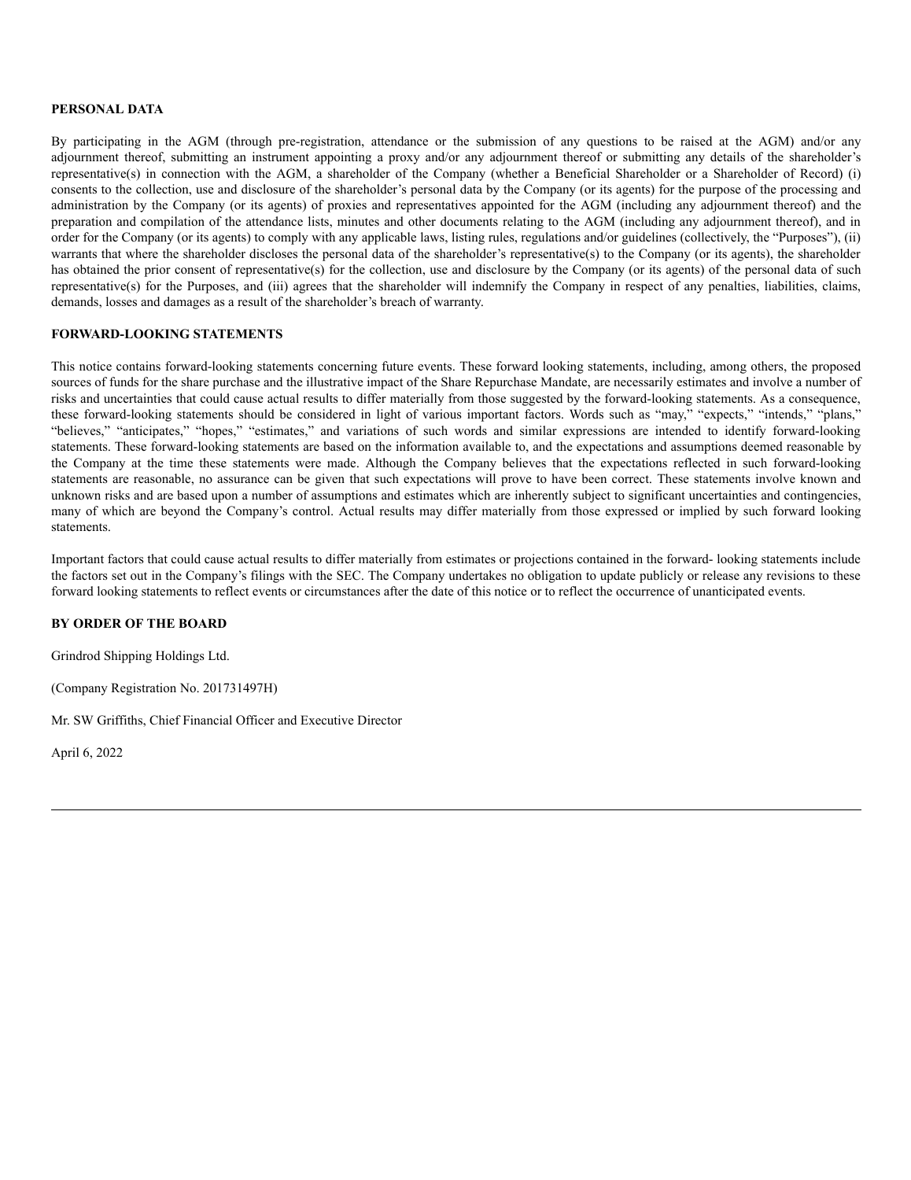**PERSONAL DATA**

By participating in the AGM (through pre-registration, attendance or the submission of any questions to be raised at the AGM) and/or any adjournment thereof, submitting an instrument appointing a proxy and/or any adjournment thereof or submitting any details of the shareholder's representative(s) in connection with the AGM, a shareholder of the Company (whether a Beneficial Shareholder or a Shareholder of Record) (i) consents to the collection, use and disclosure of the shareholder's personal data by the Company (or its agents) for the purpose of the processing and administration by the Company (or its agents) of proxies and representatives appointed for the AGM (including any adjournment thereof) and the preparation and compilation of the attendance lists, minutes and other documents relating to the AGM (including any adjournment thereof), and in order for the Company (or its agents) to comply with any applicable laws, listing rules, regulations and/or guidelines (collectively, the "Purposes"), (ii) warrants that where the shareholder discloses the personal data of the shareholder's representative(s) to the Company (or its agents), the shareholder has obtained the prior consent of representative(s) for the collection, use and disclosure by the Company (or its agents) of the personal data of such representative(s) for the Purposes, and (iii) agrees that the shareholder will indemnify the Company in respect of any penalties, liabilities, claims, demands, losses and damages as a result of the shareholder's breach of warranty.

**FORWARD-LOOKING STATEMENTS**

This notice contains forward-looking statements concerning future events. These forward looking statements, including, among others, the proposed sources of funds for the share purchase and the illustrative impact of the Share Repurchase Mandate, are necessarily estimates and involve a number of risks and uncertainties that could cause actual results to differ materially from those suggested by the forward-looking statements. As a consequence, these forward-looking statements should be considered in light of various important factors. Words such as "may," "expects," "intends," "plans," "believes," "anticipates," "hopes," "estimates," and variations of such words and similar expressions are intended to identify forward-looking statements. These forward-looking statements are based on the information available to, and the expectations and assumptions deemed reasonable by the Company at the time these statements were made. Although the Company believes that the expectations reflected in such forward-looking statements are reasonable, no assurance can be given that such expectations will prove to have been correct. These statements involve known and unknown risks and are based upon a number of assumptions and estimates which are inherently subject to significant uncertainties and contingencies, many of which are beyond the Company's control. Actual results may differ materially from those expressed or implied by such forward looking statements.

Important factors that could cause actual results to differ materially from estimates or projections contained in the forward- looking statements include the factors set out in the Company's filings with the SEC. The Company undertakes no obligation to update publicly or release any revisions to these forward looking statements to reflect events or circumstances after the date of this notice or to reflect the occurrence of unanticipated events.

**BY ORDER OF THE BOARD**

Grindrod Shipping Holdings Ltd.

(Company Registration No. 201731497H)

Mr. SW Griffiths, Chief Financial Officer and Executive Director

April 6, 2022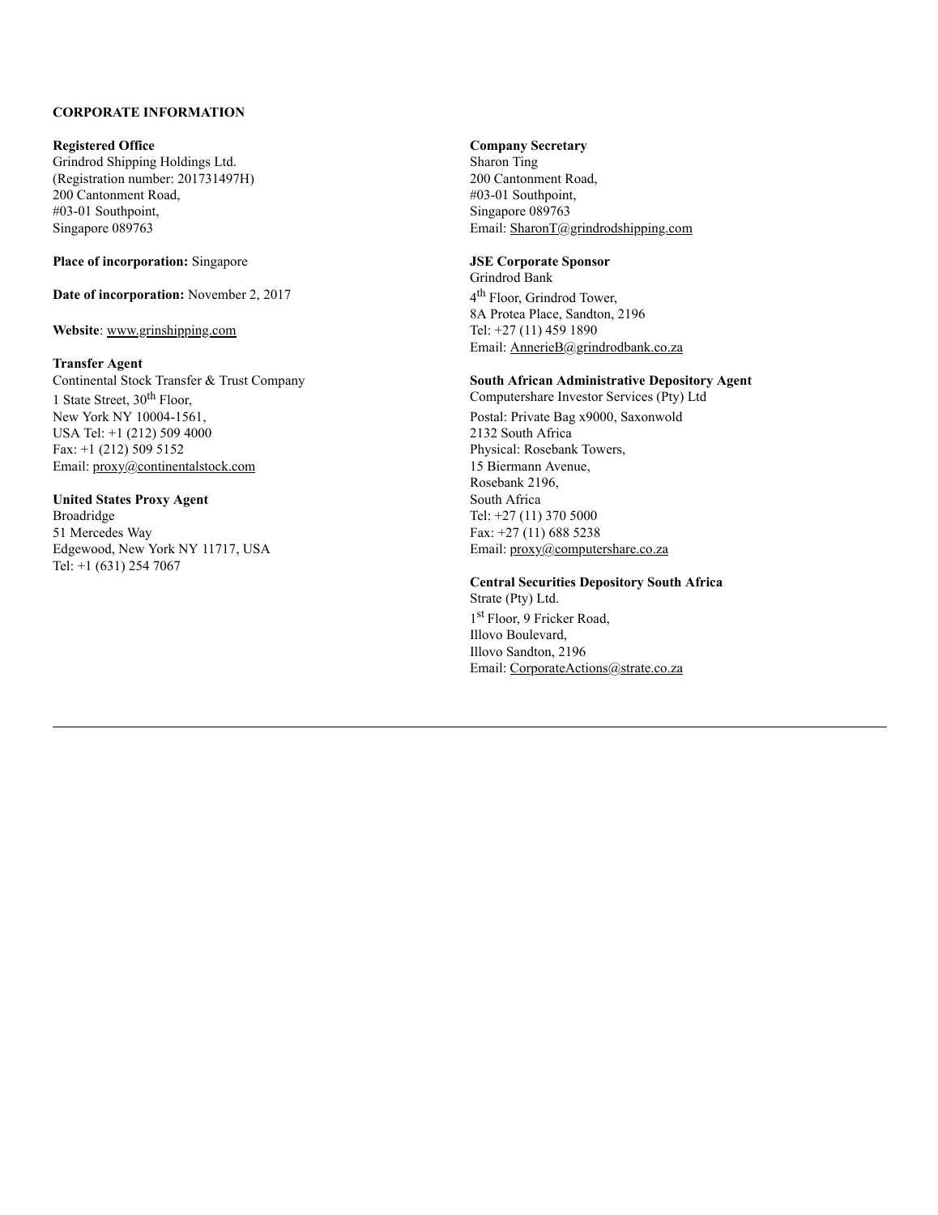## CORPORATE INFORMATION

**Registered Office**
Grindrod Shipping Holdings Ltd.
(Registration number: 201731497H)
200 Cantonment Road,
#03-01 Southpoint,
Singapore 089763

**Place of incorporation:** Singapore

**Date of incorporation:** November 2, 2017

**Website**: www.grinshipping.com

**Transfer Agent**
Continental Stock Transfer & Trust Company
1 State Street, 30th Floor,
New York NY 10004-1561,
USA Tel: +1 (212) 509 4000
Fax: +1 (212) 509 5152
Email: proxy@continentalstock.com

**United States Proxy Agent**
Broadridge
51 Mercedes Way
Edgewood, New York NY 11717, USA
Tel: +1 (631) 254 7067

**Company Secretary**
Sharon Ting
200 Cantonment Road,
#03-01 Southpoint,
Singapore 089763
Email: SharonT@grindrodshipping.com

**JSE Corporate Sponsor**
Grindrod Bank
4th Floor, Grindrod Tower,
8A Protea Place, Sandton, 2196
Tel: +27 (11) 459 1890
Email: AnnerieB@grindrodbank.co.za

**South African Administrative Depository Agent**
Computershare Investor Services (Pty) Ltd
Postal: Private Bag x9000, Saxonwold
2132 South Africa
Physical: Rosebank Towers,
15 Biermann Avenue,
Rosebank 2196,
South Africa
Tel: +27 (11) 370 5000
Fax: +27 (11) 688 5238
Email: proxy@computershare.co.za

**Central Securities Depository South Africa**
Strate (Pty) Ltd.
1st Floor, 9 Fricker Road,
Illovo Boulevard,
Illovo Sandton, 2196
Email: CorporateActions@strate.co.za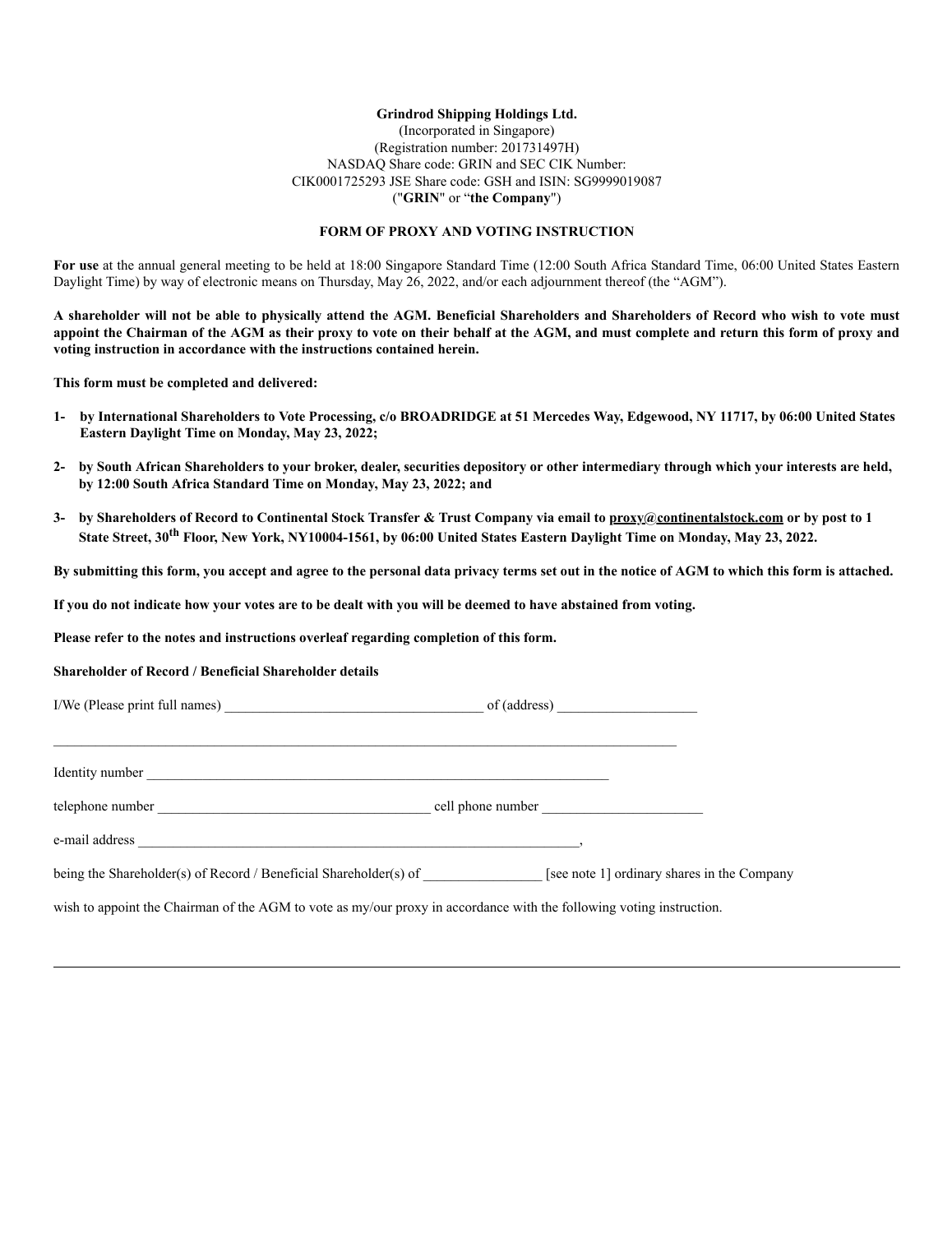**Grindrod Shipping Holdings Ltd.**
(Incorporated in Singapore)
(Registration number: 201731497H)
NASDAQ Share code: GRIN and SEC CIK Number:
CIK0001725293 JSE Share code: GSH and ISIN: SG9999019087
("**GRIN**" or "**the Company**")

**FORM OF PROXY AND VOTING INSTRUCTION**

**For use** at the annual general meeting to be held at 18:00 Singapore Standard Time (12:00 South Africa Standard Time, 06:00 United States Eastern Daylight Time) by way of electronic means on Thursday, May 26, 2022, and/or each adjournment thereof (the "AGM").

**A shareholder will not be able to physically attend the AGM. Beneficial Shareholders and Shareholders of Record who wish to vote must appoint the Chairman of the AGM as their proxy to vote on their behalf at the AGM, and must complete and return this form of proxy and voting instruction in accordance with the instructions contained herein.**

**This form must be completed and delivered:**

**1- by International Shareholders to Vote Processing, c/o BROADRIDGE at 51 Mercedes Way, Edgewood, NY 11717, by 06:00 United States Eastern Daylight Time on Monday, May 23, 2022;**

**2- by South African Shareholders to your broker, dealer, securities depository or other intermediary through which your interests are held, by 12:00 South Africa Standard Time on Monday, May 23, 2022; and**

**3- by Shareholders of Record to Continental Stock Transfer & Trust Company via email to proxy@continentalstock.com or by post to 1 State Street, 30th Floor, New York, NY10004-1561, by 06:00 United States Eastern Daylight Time on Monday, May 23, 2022.**

**By submitting this form, you accept and agree to the personal data privacy terms set out in the notice of AGM to which this form is attached.**

**If you do not indicate how your votes are to be dealt with you will be deemed to have abstained from voting.**

**Please refer to the notes and instructions overleaf regarding completion of this form.**

**Shareholder of Record / Beneficial Shareholder details**

I/We (Please print full names) _____________________________________ of (address) ____________________

_______________________________________________________________________________________________

Identity number ___________________________________________________________________

telephone number _______________________________________ cell phone number _______________________

e-mail address _______________________________________________________________,

being the Shareholder(s) of Record / Beneficial Shareholder(s) of _________________ [see note 1] ordinary shares in the Company

wish to appoint the Chairman of the AGM to vote as my/our proxy in accordance with the following voting instruction.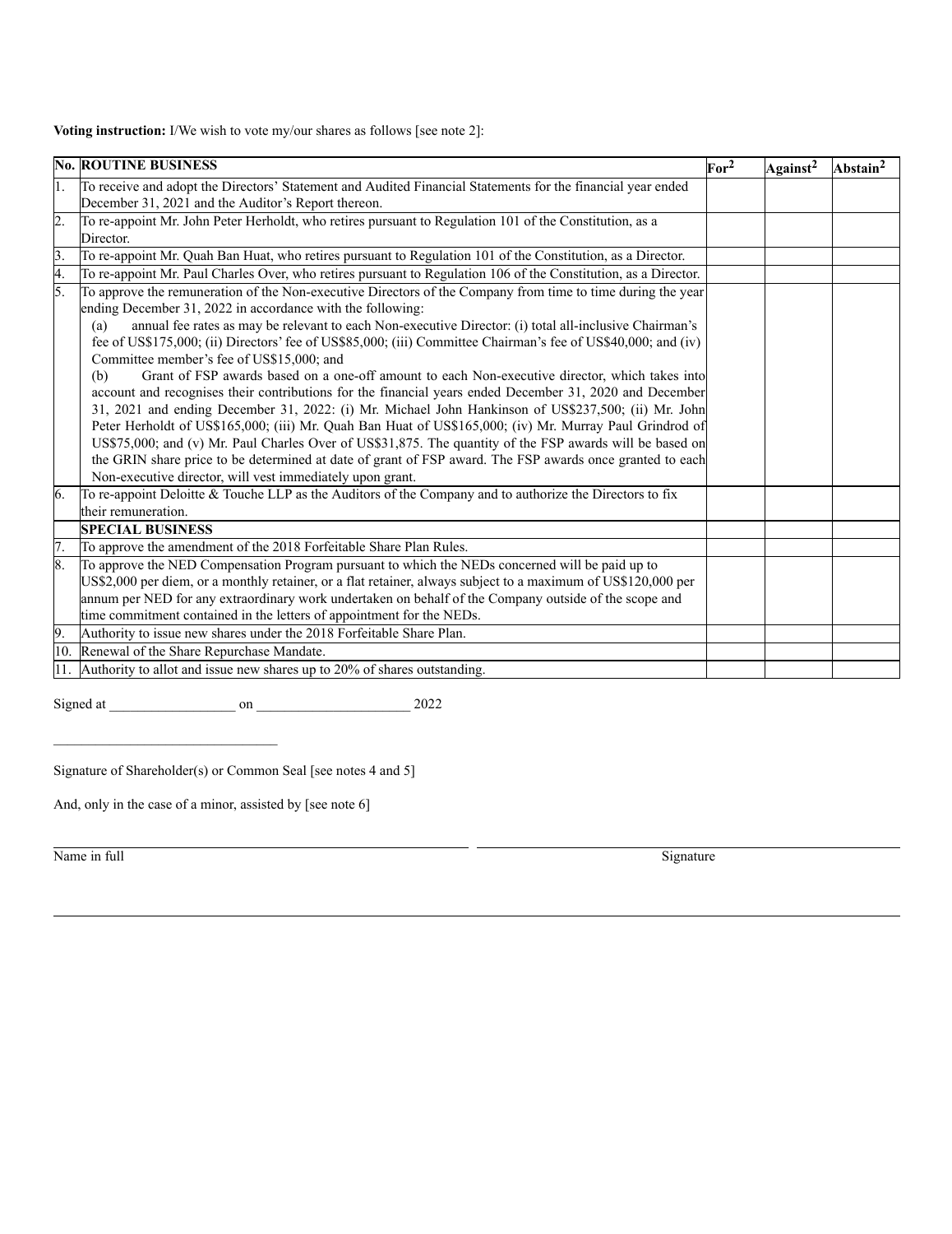**Voting instruction:** I/We wish to vote my/our shares as follows [see note 2]:

| No. | ROUTINE BUSINESS | For[2] | Against[2] | Abstain[2] |
|---|---|---|---|---|
| 1. | To receive and adopt the Directors' Statement and Audited Financial Statements for the financial year ended December 31, 2021 and the Auditor's Report thereon. | | | |
| 2. | To re-appoint Mr. John Peter Herholdt, who retires pursuant to Regulation 101 of the Constitution, as a Director. | | | |
| 3. | To re-appoint Mr. Quah Ban Huat, who retires pursuant to Regulation 101 of the Constitution, as a Director. | | | |
| 4. | To re-appoint Mr. Paul Charles Over, who retires pursuant to Regulation 106 of the Constitution, as a Director. | | | |
| 5. | To approve the remuneration of the Non-executive Directors of the Company from time to time during the year ending December 31, 2022 in accordance with the following: (a) annual fee rates as may be relevant to each Non-executive Director: (i) total all-inclusive Chairman's fee of US$175,000; (ii) Directors' fee of US$85,000; (iii) Committee Chairman's fee of US$40,000; and (iv) Committee member's fee of US$15,000; and (b) Grant of FSP awards based on a one-off amount to each Non-executive director, which takes into account and recognises their contributions for the financial years ended December 31, 2020 and December 31, 2021 and ending December 31, 2022: (i) Mr. Michael John Hankinson of US$237,500; (ii) Mr. John Peter Herholdt of US$165,000; (iii) Mr. Quah Ban Huat of US$165,000; (iv) Mr. Murray Paul Grindrod of US$75,000; and (v) Mr. Paul Charles Over of US$31,875. The quantity of the FSP awards will be based on the GRIN share price to be determined at date of grant of FSP award. The FSP awards once granted to each Non-executive director, will vest immediately upon grant. | | | |
| 6. | To re-appoint Deloitte & Touche LLP as the Auditors of the Company and to authorize the Directors to fix their remuneration. | | | |
| | **SPECIAL BUSINESS** | | | |
| 7. | To approve the amendment of the 2018 Forfeitable Share Plan Rules. | | | |
| 8. | To approve the NED Compensation Program pursuant to which the NEDs concerned will be paid up to US$2,000 per diem, or a monthly retainer, or a flat retainer, always subject to a maximum of US$120,000 per annum per NED for any extraordinary work undertaken on behalf of the Company outside of the scope and time commitment contained in the letters of appointment for the NEDs. | | | |
| 9. | Authority to issue new shares under the 2018 Forfeitable Share Plan. | | | |
| 10. | Renewal of the Share Repurchase Mandate. | | | |
| 11. | Authority to allot and issue new shares up to 20% of shares outstanding. | | | |

Signed at __________________ on ______________________ 2022

________________________________

Signature of Shareholder(s) or Common Seal [see notes 4 and 5]

And, only in the case of a minor, assisted by [see note 6]

Name in full

Signature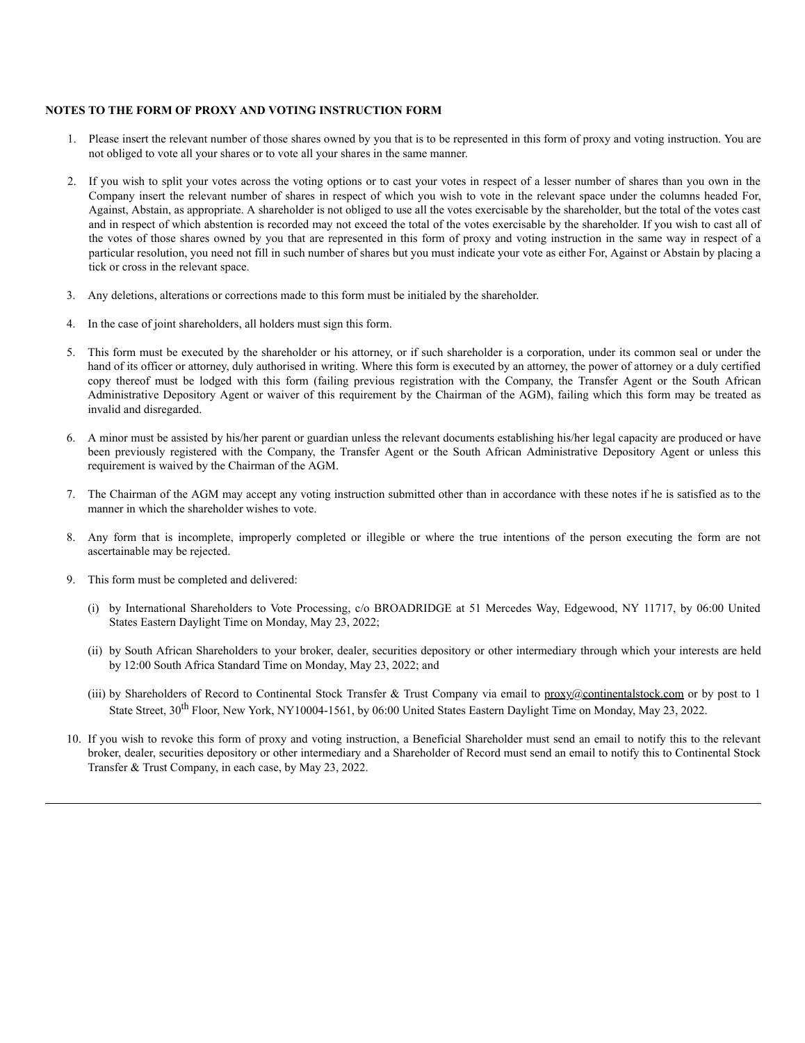**NOTES TO THE FORM OF PROXY AND VOTING INSTRUCTION FORM**

1. Please insert the relevant number of those shares owned by you that is to be represented in this form of proxy and voting instruction. You are not obliged to vote all your shares or to vote all your shares in the same manner.

2. If you wish to split your votes across the voting options or to cast your votes in respect of a lesser number of shares than you own in the Company insert the relevant number of shares in respect of which you wish to vote in the relevant space under the columns headed For, Against, Abstain, as appropriate. A shareholder is not obliged to use all the votes exercisable by the shareholder, but the total of the votes cast and in respect of which abstention is recorded may not exceed the total of the votes exercisable by the shareholder. If you wish to cast all of the votes of those shares owned by you that are represented in this form of proxy and voting instruction in the same way in respect of a particular resolution, you need not fill in such number of shares but you must indicate your vote as either For, Against or Abstain by placing a tick or cross in the relevant space.

3. Any deletions, alterations or corrections made to this form must be initialed by the shareholder.

4. In the case of joint shareholders, all holders must sign this form.

5. This form must be executed by the shareholder or his attorney, or if such shareholder is a corporation, under its common seal or under the hand of its officer or attorney, duly authorised in writing. Where this form is executed by an attorney, the power of attorney or a duly certified copy thereof must be lodged with this form (failing previous registration with the Company, the Transfer Agent or the South African Administrative Depository Agent or waiver of this requirement by the Chairman of the AGM), failing which this form may be treated as invalid and disregarded.

6. A minor must be assisted by his/her parent or guardian unless the relevant documents establishing his/her legal capacity are produced or have been previously registered with the Company, the Transfer Agent or the South African Administrative Depository Agent or unless this requirement is waived by the Chairman of the AGM.

7. The Chairman of the AGM may accept any voting instruction submitted other than in accordance with these notes if he is satisfied as to the manner in which the shareholder wishes to vote.

8. Any form that is incomplete, improperly completed or illegible or where the true intentions of the person executing the form are not ascertainable may be rejected.

9. This form must be completed and delivered:

   (i) by International Shareholders to Vote Processing, c/o BROADRIDGE at 51 Mercedes Way, Edgewood, NY 11717, by 06:00 United States Eastern Daylight Time on Monday, May 23, 2022;

   (ii) by South African Shareholders to your broker, dealer, securities depository or other intermediary through which your interests are held by 12:00 South Africa Standard Time on Monday, May 23, 2022; and

   (iii) by Shareholders of Record to Continental Stock Transfer & Trust Company via email to proxy@continentalstock.com or by post to 1 State Street, 30th Floor, New York, NY10004-1561, by 06:00 United States Eastern Daylight Time on Monday, May 23, 2022.

10. If you wish to revoke this form of proxy and voting instruction, a Beneficial Shareholder must send an email to notify this to the relevant broker, dealer, securities depository or other intermediary and a Shareholder of Record must send an email to notify this to Continental Stock Transfer & Trust Company, in each case, by May 23, 2022.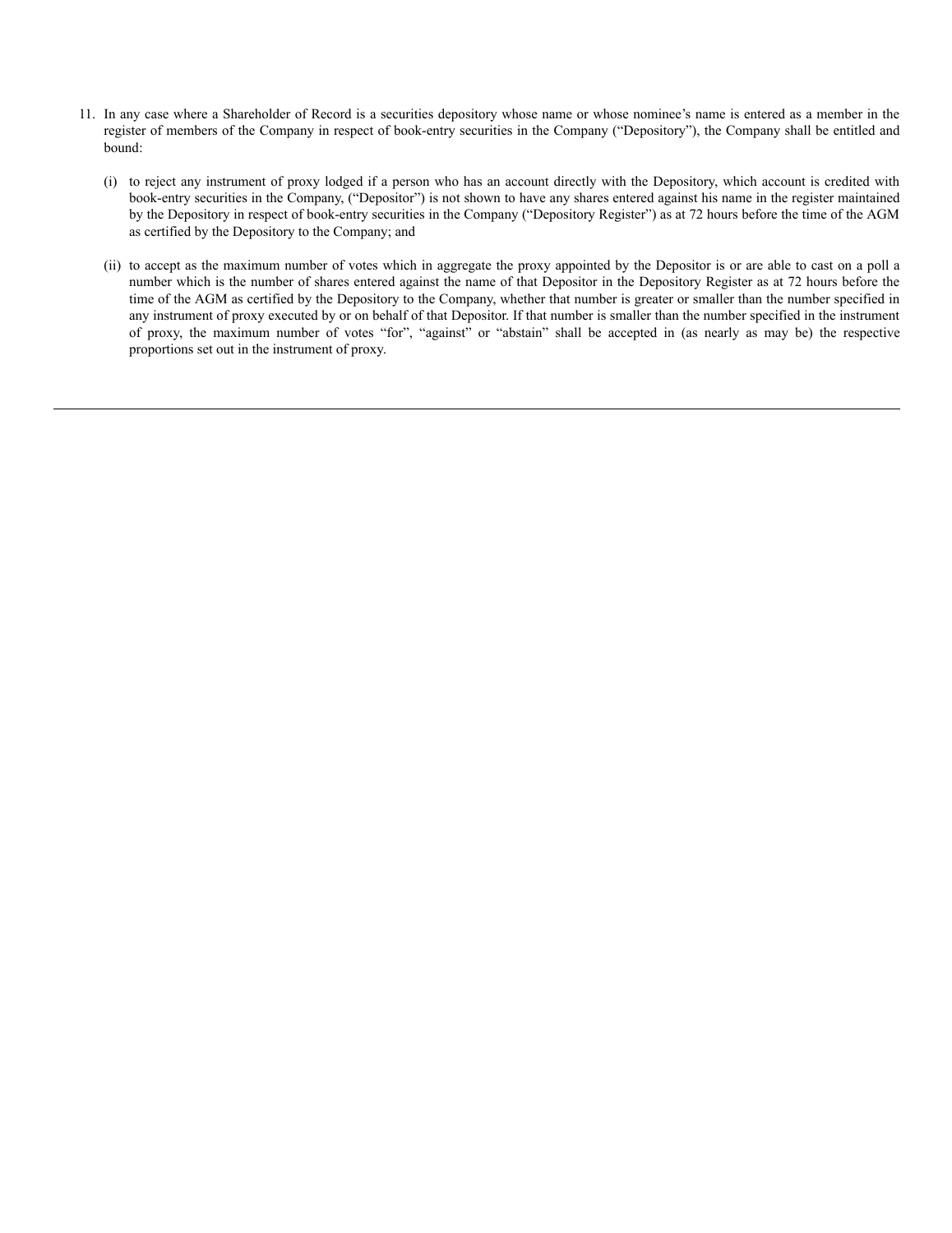11. In any case where a Shareholder of Record is a securities depository whose name or whose nominee's name is entered as a member in the register of members of the Company in respect of book-entry securities in the Company ("Depository"), the Company shall be entitled and bound:

    (i) to reject any instrument of proxy lodged if a person who has an account directly with the Depository, which account is credited with book-entry securities in the Company, ("Depositor") is not shown to have any shares entered against his name in the register maintained by the Depository in respect of book-entry securities in the Company ("Depository Register") as at 72 hours before the time of the AGM as certified by the Depository to the Company; and

    (ii) to accept as the maximum number of votes which in aggregate the proxy appointed by the Depositor is or are able to cast on a poll a number which is the number of shares entered against the name of that Depositor in the Depository Register as at 72 hours before the time of the AGM as certified by the Depository to the Company, whether that number is greater or smaller than the number specified in any instrument of proxy executed by or on behalf of that Depositor. If that number is smaller than the number specified in the instrument of proxy, the maximum number of votes "for", "against" or "abstain" shall be accepted in (as nearly as may be) the respective proportions set out in the instrument of proxy.